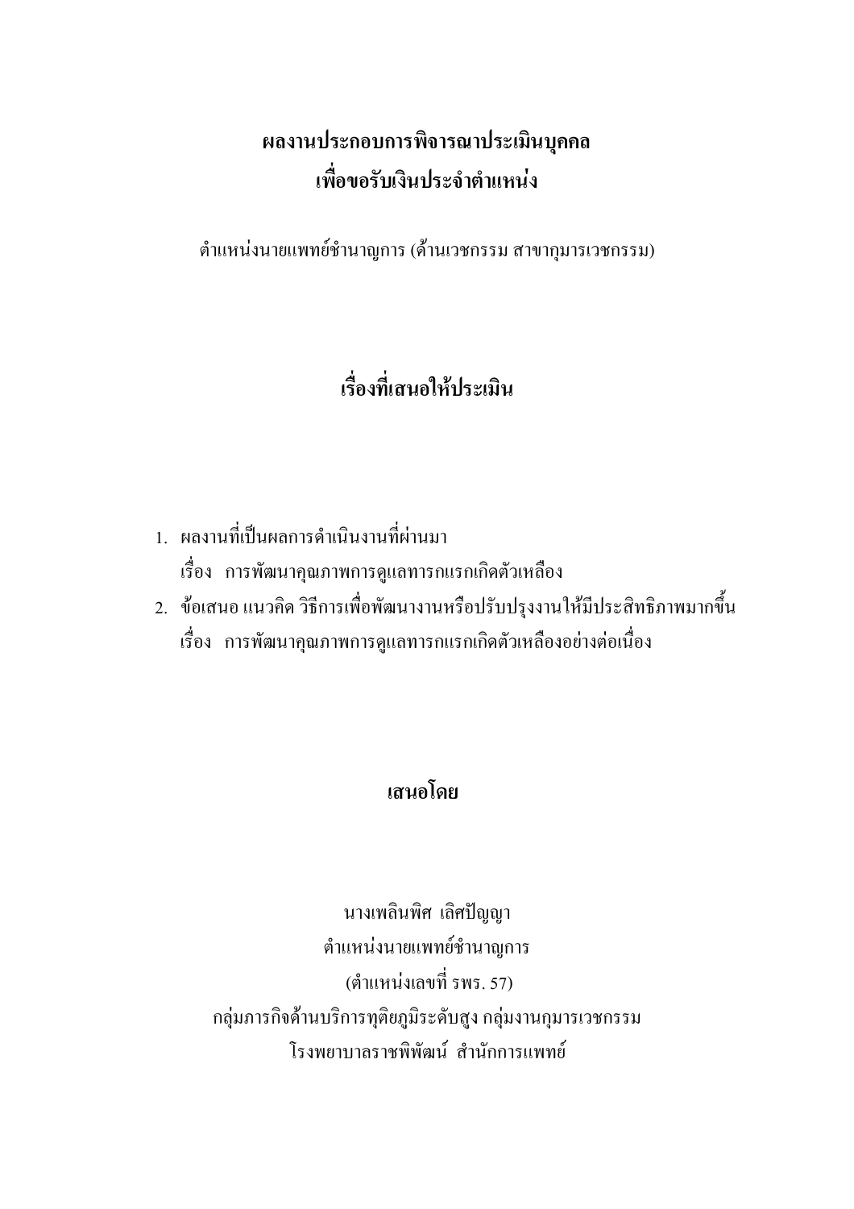# ผลงานประกอบการพิจารณาประเมินบุคคล
# เพื่อขอรับเงินประจำตำแหน่ง

ตำแหน่งนายแพทย์ชำนาญการ (ด้านเวชกรรม สาขากุมารเวชกรรม)

## เรื่องที่เสนอให้ประเมิน

1. ผลงานที่เป็นผลการดำเนินงานที่ผ่านมา
   เรื่อง การพัฒนาคุณภาพการดูแลทารกแรกเกิดตัวเหลือง
2. ข้อเสนอ แนวคิด วิธีการเพื่อพัฒนางานหรือปรับปรุงงานให้มีประสิทธิภาพมากขึ้น
   เรื่อง การพัฒนาคุณภาพการดูแลทารกแรกเกิดตัวเหลืองอย่างต่อเนื่อง

## เสนอโดย

นางเพลินพิศ เลิศปัญญา
ตำแหน่งนายแพทย์ชำนาญการ
(ตำแหน่งเลขที่ รพร. 57)
กลุ่มภารกิจด้านบริการทุติยภูมิระดับสูง กลุ่มงานกุมารเวชกรรม
โรงพยาบาลราชพิพัฒน์ สำนักการแพทย์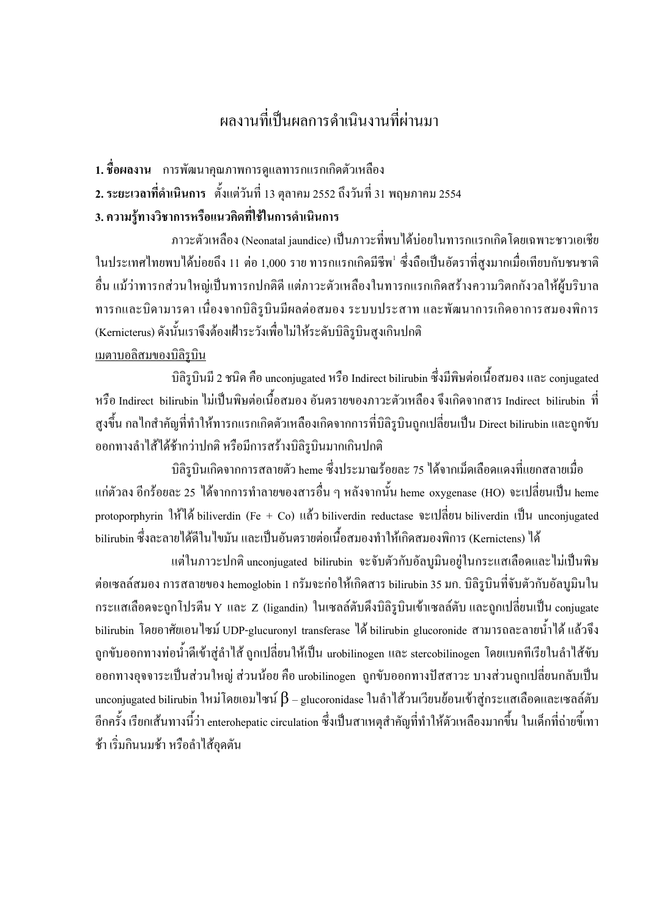# ผลงานที่เป็นผลการดำเนินงานที่ผ่านมา

**1. ชื่อผลงาน** การพัฒนาคุณภาพการดูแลทารกแรกเกิดตัวเหลือง

**2. ระยะเวลาที่ดำเนินการ** ตั้งแต่วันที่ 13 ตุลาคม 2552 ถึงวันที่ 31 พฤษภาคม 2554

**3. ความรู้ทางวิชาการหรือแนวคิดที่ใช้ในการดำเนินการ**

ภาวะตัวเหลือง (Neonatal jaundice) เป็นภาวะที่พบได้บ่อยในทารกแรกเกิดโดยเฉพาะชาวเอเชีย ในประเทศไทยพบได้บ่อยถึง 11 ต่อ 1,000 ราย ทารกแรกเกิดมีชีพ[1] ซึ่งถือเป็นอัตราที่สูงมากเมื่อเทียบกับชนชาติอื่น แม้ว่าทารกส่วนใหญ่เป็นทารกปกติดี แต่ภาวะตัวเหลืองในทารกแรกเกิดสร้างความวิตกกังวลให้ผู้บริบาลทารกและบิดามารดา เนื่องจากบิลิรูบินมีผลต่อสมอง ระบบประสาท และพัฒนาการเกิดอาการสมองพิการ (Kernicterus) ดังนั้นเราจึงต้องเฝ้าระวังเพื่อไม่ให้ระดับบิลิรูบินสูงเกินปกติ

<u>เมตาบอลิสมของบิลิรูบิน</u>

บิลิรูบินมี 2 ชนิด คือ unconjugated หรือ Indirect bilirubin ซึ่งมีพิษต่อเนื้อสมอง และ conjugated หรือ Indirect bilirubin ไม่เป็นพิษต่อเนื้อสมอง อันตรายของภาวะตัวเหลือง จึงเกิดจากสาร Indirect bilirubin ที่สูงขึ้น กลไกสำคัญที่ทำให้ทารกแรกเกิดตัวเหลืองเกิดจากการที่บิลิรูบินถูกเปลี่ยนเป็น Direct bilirubin และถูกขับออกทางลำไส้ได้ช้ากว่าปกติ หรือมีการสร้างบิลิรูบินมากเกินปกติ

บิลิรูบินเกิดจากการสลายตัว heme ซึ่งประมาณร้อยละ 75 ได้จากเม็ดเลือดแดงที่แยกสลายเมื่อแก่ตัวลง อีกร้อยละ 25 ได้จากการทำลายของสารอื่น ๆ หลังจากนั้น heme oxygenase (HO) จะเปลี่ยนเป็น heme protoporphyrin ให้ได้ biliverdin (Fe + Co) แล้ว biliverdin reductase จะเปลี่ยน biliverdin เป็น unconjugated bilirubin ซึ่งละลายได้ดีในไขมัน และเป็นอันตรายต่อเนื้อสมองทำให้เกิดสมองพิการ (Kernictens) ได้

แต่ในภาวะปกติ unconjugated bilirubin จะจับตัวกับอัลบูมินอยู่ในกระแสเลือดและไม่เป็นพิษต่อเซลล์สมอง การสลายของ hemoglobin 1 กรัมจะก่อให้เกิดสาร bilirubin 35 มก. บิลิรูบินที่จับตัวกับอัลบูมินในกระแสเลือดจะถูกโปรตีน Y และ Z (ligandin) ในเซลล์ตับดึงบิลิรูบินเข้าเซลล์ตับ และถูกเปลี่ยนเป็น conjugate bilirubin โดยอาศัยเอนไซม์ UDP-glucuronyl transferase ได้ bilirubin glucoronide สามารถละลายน้ำได้ แล้วจึงถูกขับออกทางท่อน้ำดีเข้าสู่ลำไส้ ถูกเปลี่ยนให้เป็น urobilinogen และ stercobilinogen โดยแบคทีเรียในลำไส้ขับออกทางอุจจาระเป็นส่วนใหญ่ ส่วนน้อย คือ urobilinogen ถูกขับออกทางปัสสาวะ บางส่วนถูกเปลี่ยนกลับเป็น unconjugated bilirubin ใหม่โดยเอมไซม์ $\beta$ – glucoronidase ในลำไส้ส่วนเวียนย้อนเข้าสู่กระแสเลือดและเซลล์ตับอีกครั้ง เรียกเส้นทางนี้ว่า enterohepatic circulation ซึ่งเป็นสาเหตุสำคัญที่ทำให้ตัวเหลืองมากขึ้น ในเด็กที่ถ่ายขี้เทาช้า เริ่มกินนมช้า หรือลำไส้อุดตัน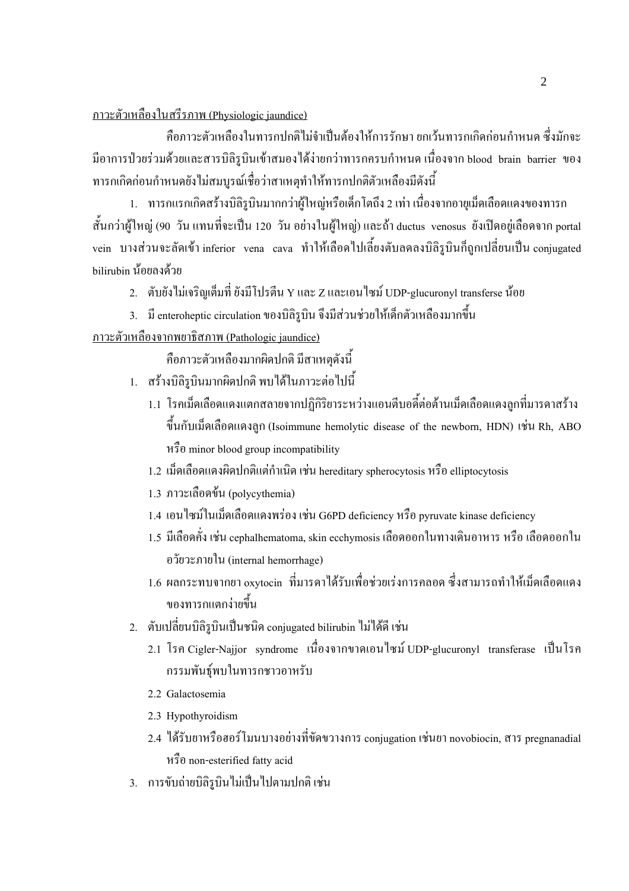<u>ภาวะตัวเหลืองในสรีรภาพ (Physiologic jaundice)</u>

คือภาวะตัวเหลืองในทารกปกติไม่จำเป็นต้องให้การรักษา ยกเว้นทารกเกิดก่อนกำหนด ซึ่งมักจะมีอาการป่วยร่วมด้วยและสารบิลิรูบินเข้าสมองได้ง่ายกว่าทารกครบกำหนด เนื่องจาก blood brain barrier ของทารกเกิดก่อนกำหนดยังไม่สมบูรณ์เชื่อว่าสาเหตุทำให้ทารกปกติตัวเหลืองมีดังนี้

1. ทารกแรกเกิดสร้างบิลิรูบินมากกว่าผู้ใหญ่หรือเด็กโตถึง 2 เท่า เนื่องจากอายุเม็ดเลือดแดงของทารกสั้นกว่าผู้ใหญ่ (90 วัน แทนที่จะเป็น 120 วัน อย่างในผู้ใหญ่) และถ้า ductus venosus ยังเปิดอยู่เลือดจาก portal vein บางส่วนจะลัดเข้า inferior vena cava ทำให้เลือดไปเลี้ยงตับลดลงบิลิรูบินก็ถูกเปลี่ยนเป็น conjugated bilirubin น้อยลงด้วย
2. ตับยังไม่เจริญเต็มที่ ยังมีโปรตีน Y และ Z และเอนไซม์ UDP-glucuronyl transferse น้อย
3. มี enteroheptic circulation ของบิลิรูบิน จึงมีส่วนช่วยให้เด็กตัวเหลืองมากขึ้น

<u>ภาวะตัวเหลืองจากพยาธิสภาพ (Pathologic jaundice)</u>

คือภาวะตัวเหลืองมากผิดปกติ มีสาเหตุดังนี้

1. สร้างบิลิรูบินมากผิดปกติ พบได้ในภาวะต่อไปนี้
   - 1.1 โรคเม็ดเลือดแดงแตกสลายจากปฏิกิริยาระหว่างแอนตีบอดี้ต่อต้านเม็ดเลือดแดงลูกที่มารดาสร้างขึ้นกับเม็ดเลือดแดงลูก (Isoimmune hemolytic disease of the newborn, HDN) เช่น Rh, ABO หรือ minor blood group incompatibility
   - 1.2 เม็ดเลือดแดงผิดปกติแต่กำเนิด เช่น hereditary spherocytosis หรือ elliptocytosis
   - 1.3 ภาวะเลือดข้น (polycythemia)
   - 1.4 เอนไซม์ในเม็ดเลือดแดงพร่อง เช่น G6PD deficiency หรือ pyruvate kinase deficiency
   - 1.5 มีเลือดคั่ง เช่น cephalhematoma, skin ecchymosis เลือดออกในทางเดินอาหาร หรือ เลือดออกในอวัยวะภายใน (internal hemorrhage)
   - 1.6 ผลกระทบจากยา oxytocin ที่มารดาได้รับเพื่อช่วยเร่งการคลอด ซึ่งสามารถทำให้เม็ดเลือดแดงของทารกแตกง่ายขึ้น
2. ตับเปลี่ยนบิลิรูบินเป็นชนิด conjugated bilirubin ไม่ได้ดี เช่น
   - 2.1 โรค Cigler-Najjor syndrome เนื่องจากขาดเอนไซม์ UDP-glucuronyl transferase เป็นโรคกรรมพันธุ์พบในทารกชาวอาหรับ
   - 2.2 Galactosemia
   - 2.3 Hypothyroidism
   - 2.4 ได้รับยาหรือฮอร์โมนบางอย่างที่ขัดขวางการ conjugation เช่นยา novobiocin, สาร pregnanadial หรือ non-esterified fatty acid
3. การขับถ่ายบิลิรูบินไม่เป็นไปตามปกติ เช่น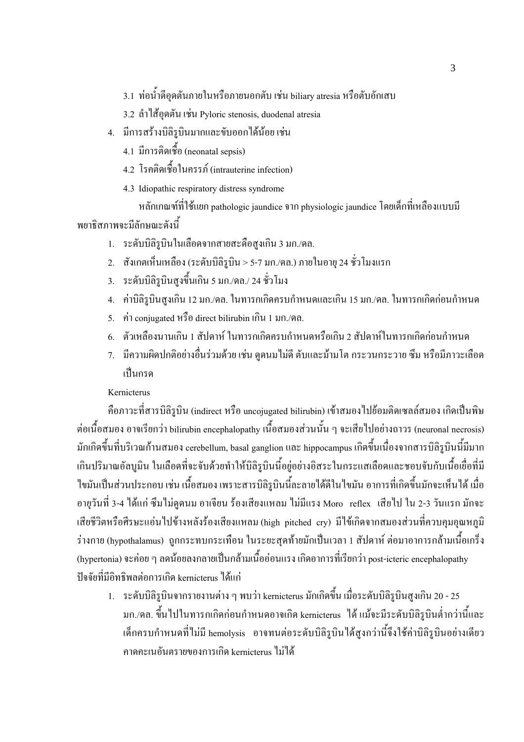3.1 ท่อน้ำดีอุดตันภายในหรือภายนอกตับ เช่น biliary atresia หรือตับอักเสบ

   3.2 ลำไส้อุดตัน เช่น Pyloric stenosis, duodenal atresia

4. มีการสร้างบิลิรูบินมากและขับออกได้น้อย เช่น

   4.1 มีการติดเชื้อ (neonatal sepsis)

   4.2 โรคติดเชื้อในครรภ์ (intrauterine infection)

   4.3 Idiopathic respiratory distress syndrome

หลักเกณฑ์ที่ใช้แยก pathologic jaundice จาก physiologic jaundice โดยเด็กที่เหลืองแบบมีพยาธิสภาพจะมีลักษณะดังนี้

1. ระดับบิลิรูบินในเลือดจากสายสะดือสูงเกิน 3 มก./ดล.
2. สังเกตเห็นเหลือง (ระดับบิลิรูบิน > 5-7 มก./ดล.) ภายในอายุ 24 ชั่วโมงแรก
3. ระดับบิลิรูบินสูงขึ้นเกิน 5 มก./ดล./ 24 ชั่วโมง
4. ค่าบิลิรูบินสูงเกิน 12 มก./ดล. ในทารกเกิดครบกำหนดและเกิน 15 มก./ดล. ในทารกเกิดก่อนกำหนด
5. ค่า conjugated หรือ direct bilirubin เกิน 1 มก./ดล.
6. ตัวเหลืองนานเกิน 1 สัปดาห์ ในทารกเกิดครบกำหนดหรือเกิน 2 สัปดาห์ในทารกเกิดก่อนกำหนด
7. มีความผิดปกติอย่างอื่นร่วมด้วย เช่น ดูดนมไม่ดี ตับและม้ามโต กระวนกระวาย ซึม หรือมีภาวะเลือดเป็นกรด

Kernicterus

คือภาวะที่สารบิลิรูบิน (indirect หรือ uncojugated bilirubin) เข้าสมองไปย้อมติดเซลล์สมอง เกิดเป็นพิษต่อเนื้อสมอง อาจเรียกว่า bilirubin encephalopathy เนื้อสมองส่วนนั้น ๆ จะเสียไปอย่างถาวร (neuronal necrosis) มักเกิดขึ้นที่บริเวณก้านสมอง cerebellum, basal ganglion และ hippocampus เกิดขึ้นเนื่องจากสารบิลิรูบินนี้มีมากเกินปริมาณอัลบูมิน ในเลือดที่จะจับด้วยทำให้บิลิรูบินนี้อยู่อย่างอิสระในกระแสเลือดและชอบจับกับเนื้อเยื่อที่มีไขมันเป็นส่วนประกอบ เช่น เนื้อสมอง เพราะสารบิลิรูบินนี้ละลายได้ดีในไขมัน อาการที่เกิดขึ้นมักจะเห็นได้ เมื่ออายุวันที่ 3-4 ได้แก่ ซึมไม่ดูดนม อาเจียน ร้องเสียงแหลม ไม่มีแรง Moro reflex เสียไป ใน 2-3 วันแรก มักจะเสียชีวิตหรือศีรษะแอ่นไปข้างหลังร้องเสียงแหลม (high pitched cry) มีไข้เกิดจากสมองส่วนที่ควบคุมอุณหภูมิร่างกาย (hypothalamus) ถูกกระทบกระเทือน ในระยะสุดท้ายมักเป็นเวลา 1 สัปดาห์ ต่อมาอาการกล้ามเนื้อเกร็ง (hypertonia) จะค่อย ๆ ลดน้อยลงกลายเป็นกล้ามเนื้ออ่อนแรง เกิดอาการที่เรียกว่า post-icteric encephalopathy

ปัจจัยที่มีอิทธิพลต่อการเกิด kernicterus ได้แก่

1. ระดับบิลิรูบินจากรายงานต่าง ๆ พบว่า kernicterus มักเกิดขึ้น เมื่อระดับบิลิรูบินสูงเกิน 20 - 25 มก./ดล. ขึ้นไปในทารกเกิดก่อนกำหนดอาจเกิด kernicterus ได้ แม้จะมีระดับบิลิรูบินต่ำกว่านี้และเด็กครบกำหนดที่ไม่มี hemolysis อาจทนต่อระดับบิลิรูบินได้สูงกว่านี้จึงใช้ค่าบิลิรูบินอย่างเดียวคาดคะเนอันตรายของการเกิด kernicterus ไม่ได้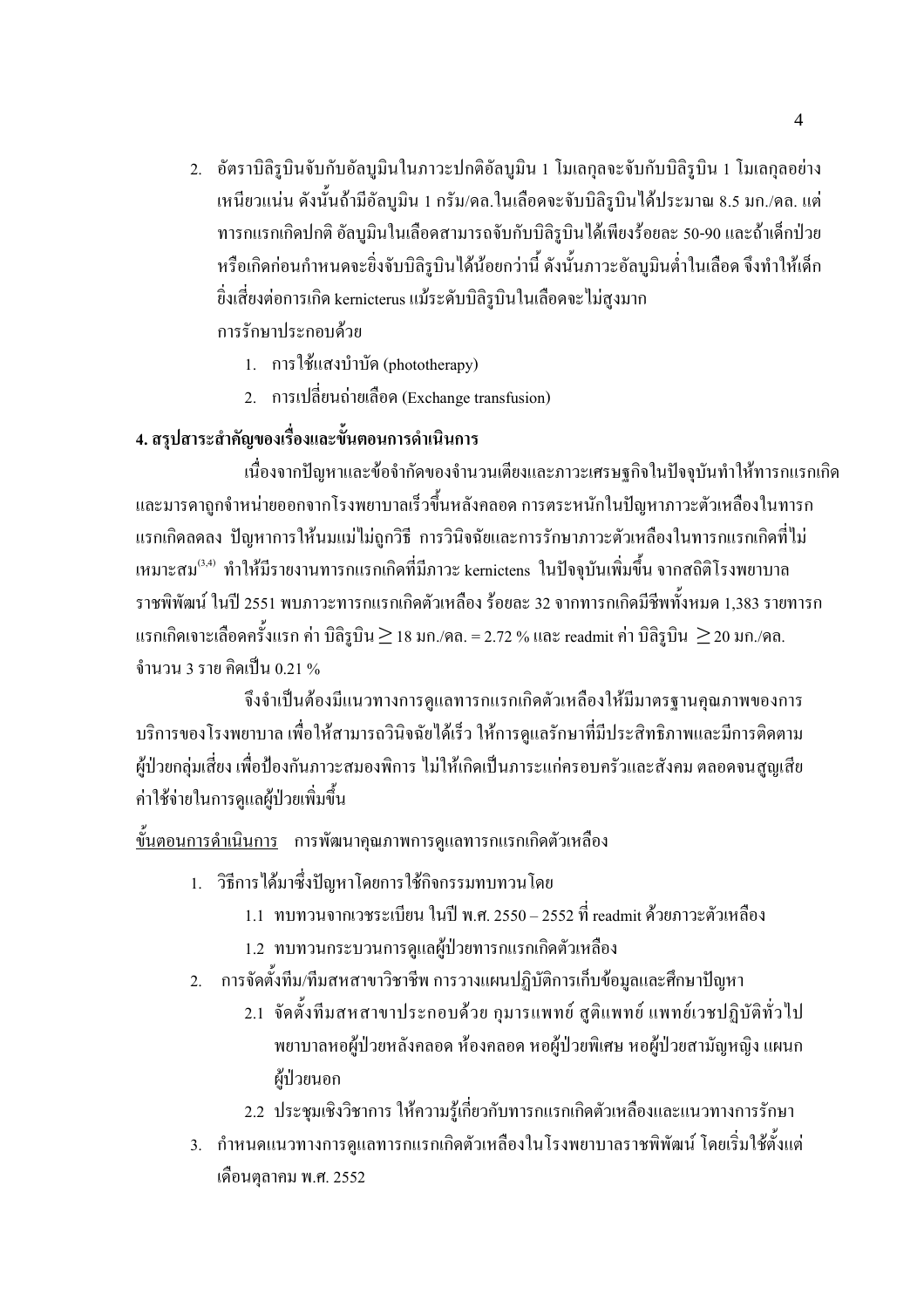2. อัตราบิลิรูบินจับกับอัลบูมินในภาวะปกติอัลบูมิน 1 โมเลกุลจะจับกับบิลิรูบิน 1 โมเลกุลอย่างเหนียวแน่น ดังนั้นถ้ามีอัลบูมิน 1 กรัม/ดล.ในเลือดจะจับบิลิรูบินได้ประมาณ 8.5 มก./ดล. แต่ทารกแรกเกิดปกติ อัลบูมินในเลือดสามารถจับกับบิลิรูบินได้เพียงร้อยละ 50-90 และถ้าเด็กป่วยหรือเกิดก่อนกำหนดจะยิ่งจับบิลิรูบินได้น้อยกว่านี้ ดังนั้นภาวะอัลบูมินต่ำในเลือด จึงทำให้เด็กยิ่งเสี่ยงต่อการเกิด kernicterus แม้ระดับบิลิรูบินในเลือดจะไม่สูงมาก

   การรักษาประกอบด้วย

   1. การใช้แสงบำบัด (phototherapy)
   2. การเปลี่ยนถ่ายเลือด (Exchange transfusion)

## 4. สรุปสาระสำคัญของเรื่องและขั้นตอนการดำเนินการ

เนื่องจากปัญหาและข้อจำกัดของจำนวนเตียงและภาวะเศรษฐกิจในปัจจุบันทำให้ทารกแรกเกิดและมารดาถูกจำหน่ายออกจากโรงพยาบาลเร็วขึ้นหลังคลอด การตระหนักในปัญหาภาวะตัวเหลืองในทารกแรกเกิดลดลง ปัญหาการให้นมแม่ไม่ถูกวิธี การวินิจฉัยและการรักษาภาวะตัวเหลืองในทารกแรกเกิดที่ไม่เหมาะสม[3,4] ทำให้มีรายงานทารกแรกเกิดที่มีภาวะ kernictens ในปัจจุบันเพิ่มขึ้น จากสถิติโรงพยาบาลราชพิพัฒน์ ในปี 2551 พบภาวะทารกแรกเกิดตัวเหลือง ร้อยละ 32 จากทารกเกิดมีชีพทั้งหมด 1,383 รายทารกแรกเกิดเจาะเลือดครั้งแรก ค่า บิลิรูบิน $\geq$ 18 มก./ดล. = 2.72 % และ readmit ค่า บิลิรูบิน $\geq$ 20 มก./ดล. จำนวน 3 ราย คิดเป็น 0.21 %

จึงจำเป็นต้องมีแนวทางการดูแลทารกแรกเกิดตัวเหลืองให้มีมาตรฐานคุณภาพของการบริการของโรงพยาบาล เพื่อให้สามารถวินิจฉัยได้เร็ว ให้การดูแลรักษาที่มีประสิทธิภาพและมีการติดตามผู้ป่วยกลุ่มเสี่ยง เพื่อป้องกันภาวะสมองพิการ ไม่ให้เกิดเป็นภาระแก่ครอบครัวและสังคม ตลอดจนสูญเสียค่าใช้จ่ายในการดูแลผู้ป่วยเพิ่มขึ้น

<u>ขั้นตอนการดำเนินการ</u> การพัฒนาคุณภาพการดูแลทารกแรกเกิดตัวเหลือง

1. วิธีการได้มาซึ่งปัญหาโดยการใช้กิจกรรมทบทวนโดย
   1.1 ทบทวนจากเวชระเบียน ในปี พ.ศ. 2550 – 2552 ที่ readmit ด้วยภาวะตัวเหลือง
   1.2 ทบทวนกระบวนการดูแลผู้ป่วยทารกแรกเกิดตัวเหลือง
2. การจัดตั้งทีม/ทีมสหสาขาวิชาชีพ การวางแผนปฏิบัติการเก็บข้อมูลและศึกษาปัญหา
   2.1 จัดตั้งทีมสหสาขาประกอบด้วย กุมารแพทย์ สูติแพทย์ แพทย์เวชปฏิบัติทั่วไป พยาบาลหอผู้ป่วยหลังคลอด ห้องคลอด หอผู้ป่วยพิเศษ หอผู้ป่วยสามัญหญิง แผนกผู้ป่วยนอก
   2.2 ประชุมเชิงวิชาการ ให้ความรู้เกี่ยวกับทารกแรกเกิดตัวเหลืองและแนวทางการรักษา
3. กำหนดแนวทางการดูแลทารกแรกเกิดตัวเหลืองในโรงพยาบาลราชพิพัฒน์ โดยเริ่มใช้ตั้งแต่เดือนตุลาคม พ.ศ. 2552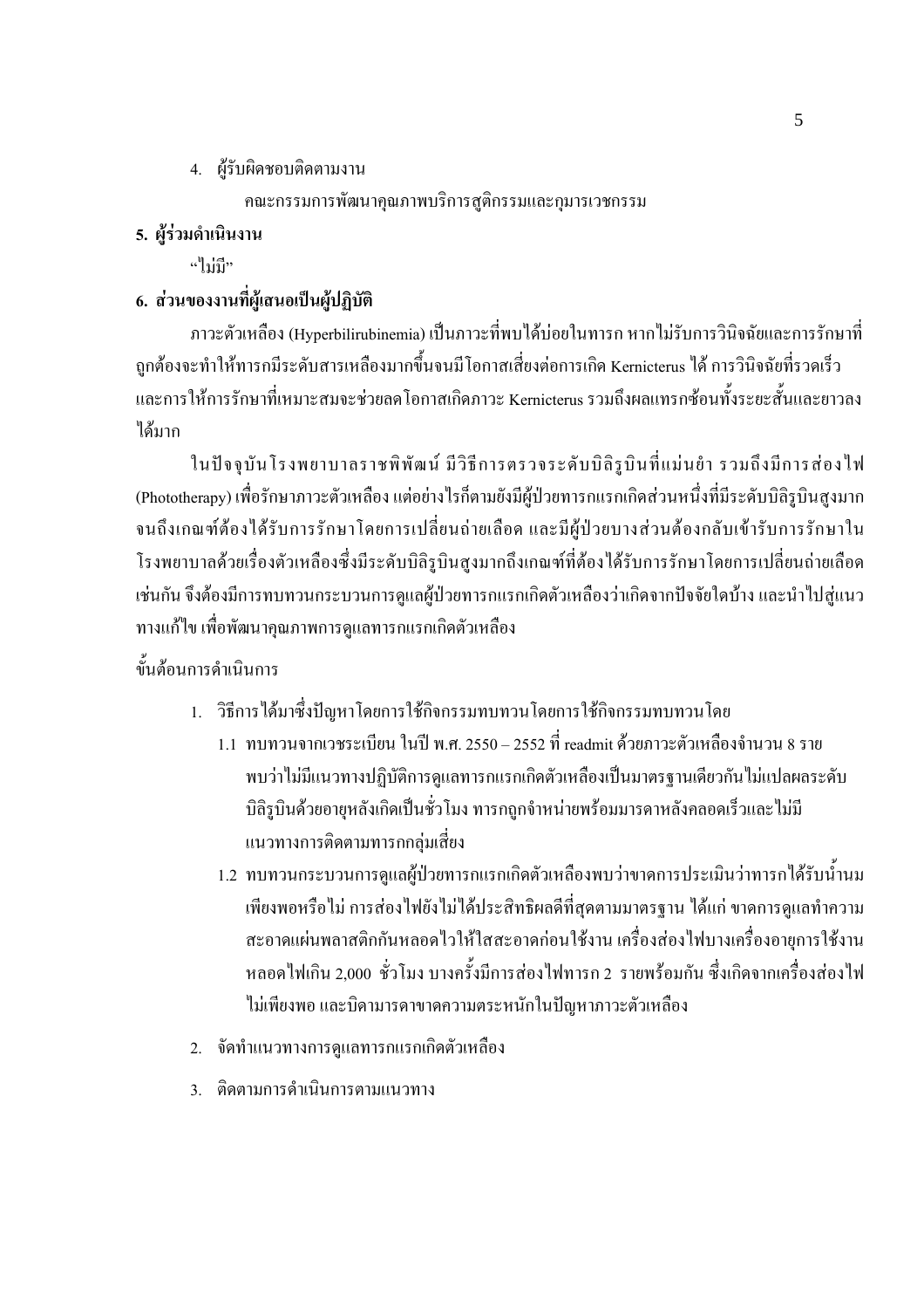4. ผู้รับผิดชอบติดตามงาน

   คณะกรรมการพัฒนาคุณภาพบริการสูติกรรมและกุมารเวชกรรม

**5. ผู้ร่วมดำเนินงาน**

"ไม่มี"

**6. ส่วนของงานที่ผู้เสนอเป็นผู้ปฏิบัติ**

ภาวะตัวเหลือง (Hyperbilirubinemia) เป็นภาวะที่พบได้บ่อยในทารก หากไม่รับการวินิจฉัยและการรักษาที่ถูกต้องจะทำให้ทารกมีระดับสารเหลืองมากขึ้นจนมีโอกาสเสี่ยงต่อการเกิด Kernicterus ได้ การวินิจฉัยที่รวดเร็วและการให้การรักษาที่เหมาะสมจะช่วยลดโอกาสเกิดภาวะ Kernicterus รวมถึงผลแทรกซ้อนทั้งระยะสั้นและยาวลงได้มาก

ในปัจจุบันโรงพยาบาลราชพิพัฒน์ มีวิธีการตรวจระดับบิลิรูบินที่แม่นยำ รวมถึงมีการส่องไฟ (Phototherapy) เพื่อรักษาภาวะตัวเหลือง แต่อย่างไรก็ตามยังมีผู้ป่วยทารกแรกเกิดส่วนหนึ่งที่มีระดับบิลิรูบินสูงมากจนถึงเกณฑ์ต้องได้รับการรักษาโดยการเปลี่ยนถ่ายเลือด และมีผู้ป่วยบางส่วนต้องกลับเข้ารับการรักษาในโรงพยาบาลด้วยเรื่องตัวเหลืองซึ่งมีระดับบิลิรูบินสูงมากถึงเกณฑ์ที่ต้องได้รับการรักษาโดยการเปลี่ยนถ่ายเลือดเช่นกัน จึงต้องมีการทบทวนกระบวนการดูแลผู้ป่วยทารกแรกเกิดตัวเหลืองว่าเกิดจากปัจจัยใดบ้าง และนำไปสู่แนวทางแก้ไข เพื่อพัฒนาคุณภาพการดูแลทารกแรกเกิดตัวเหลือง

ขั้นตอนการดำเนินการ

1. วิธีการได้มาซึ่งปัญหาโดยการใช้กิจกรรมทบทวนโดยการใช้กิจกรรมทบทวนโดย
   1.1 ทบทวนจากเวชระเบียน ในปี พ.ศ. 2550 – 2552 ที่ readmit ด้วยภาวะตัวเหลืองจำนวน 8 ราย พบว่าไม่มีแนวทางปฏิบัติการดูแลทารกแรกเกิดตัวเหลืองเป็นมาตรฐานเดียวกันไม่แปลผลระดับบิลิรูบินด้วยอายุหลังเกิดเป็นชั่วโมง ทารกถูกจำหน่ายพร้อมมารดาหลังคลอดเร็วและไม่มีแนวทางการติดตามทารกกลุ่มเสี่ยง
   1.2 ทบทวนกระบวนการดูแลผู้ป่วยทารกแรกเกิดตัวเหลืองพบว่าขาดการประเมินว่าทารกได้รับน้ำนมเพียงพอหรือไม่ การส่องไฟยังไม่ได้ประสิทธิผลดีที่สุดตามมาตรฐาน ได้แก่ ขาดการดูแลทำความสะอาดแผ่นพลาสติกกันหลอดไวให้ใสสะอาดก่อนใช้งาน เครื่องส่องไฟบางเครื่องอายุการใช้งานหลอดไฟเกิน 2,000 ชั่วโมง บางครั้งมีการส่องไฟทารก 2 รายพร้อมกัน ซึ่งเกิดจากเครื่องส่องไฟไม่เพียงพอ และบิดามารดาขาดความตระหนักในปัญหาภาวะตัวเหลือง
2. จัดทำแนวทางการดูแลทารกแรกเกิดตัวเหลือง
3. ติดตามการดำเนินการตามแนวทาง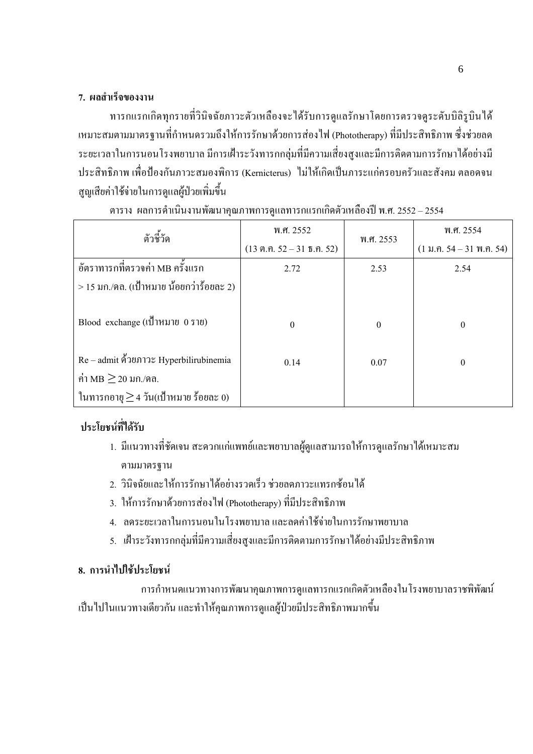### 7. ผลสำเร็จของงาน

ทารกแรกเกิดทุกรายที่วินิจฉัยภาวะตัวเหลืองจะได้รับการดูแลรักษาโดยการตรวจดูระดับบิลิรูบินได้เหมาะสมตามมาตรฐานที่กำหนดรวมถึงให้การรักษาด้วยการส่องไฟ (Phototherapy) ที่มีประสิทธิภาพ ซึ่งช่วยลดระยะเวลาในการนอนโรงพยาบาล มีการเฝ้าระวังทารกกลุ่มที่มีความเสี่ยงสูงและมีการติดตามการรักษาได้อย่างมีประสิทธิภาพ เพื่อป้องกันภาวะสมองพิการ (Kernicterus) ไม่ให้เกิดเป็นภาระแก่ครอบครัวและสังคม ตลอดจนสูญเสียค่าใช้จ่ายในการดูแลผู้ป่วยเพิ่มขึ้น

ตาราง ผลการดำเนินงานพัฒนาคุณภาพการดูแลทารกแรกเกิดตัวเหลืองปี พ.ศ. 2552 – 2554

| ตัวชี้วัด | พ.ศ. 2552 (13 ต.ค. 52 – 31 ธ.ค. 52) | พ.ศ. 2553 | พ.ศ. 2554 (1 ม.ค. 54 – 31 พ.ค. 54) |
|---|---|---|---|
| อัตราทารกที่ตรวจค่า MB ครั้งแรก > 15 มก./ดล. (เป้าหมาย น้อยกว่าร้อยละ 2) | 2.72 | 2.53 | 2.54 |
| Blood exchange (เป้าหมาย 0 ราย) | 0 | 0 | 0 |
| Re – admit ด้วยภาวะ Hyperbilirubinemia ค่า MB $\geq$ 20 มก./ดล. ในทารกอายุ $\geq$ 4 วัน(เป้าหมาย ร้อยละ 0) | 0.14 | 0.07 | 0 |

**ประโยชน์ที่ได้รับ**

1. มีแนวทางที่ชัดเจน สะดวกแก่แพทย์และพยาบาลผู้ดูแลสามารถให้การดูแลรักษาได้เหมาะสมตามมาตรฐาน
2. วินิจฉัยและให้การรักษาได้อย่างรวดเร็ว ช่วยลดภาวะแทรกซ้อนได้
3. ให้การรักษาด้วยการส่องไฟ (Phototherapy) ที่มีประสิทธิภาพ
4. ลดระยะเวลาในการนอนในโรงพยาบาล และลดค่าใช้จ่ายในการรักษาพยาบาล
5. เฝ้าระวังทารกกลุ่มที่มีความเสี่ยงสูงและมีการติดตามการรักษาได้อย่างมีประสิทธิภาพ

### 8. การนำไปใช้ประโยชน์

การกำหนดแนวทางการพัฒนาคุณภาพการดูแลทารกแรกเกิดตัวเหลืองในโรงพยาบาลราชพิพัฒน์เป็นไปในแนวทางเดียวกัน และทำให้คุณภาพการดูแลผู้ป่วยมีประสิทธิภาพมากขึ้น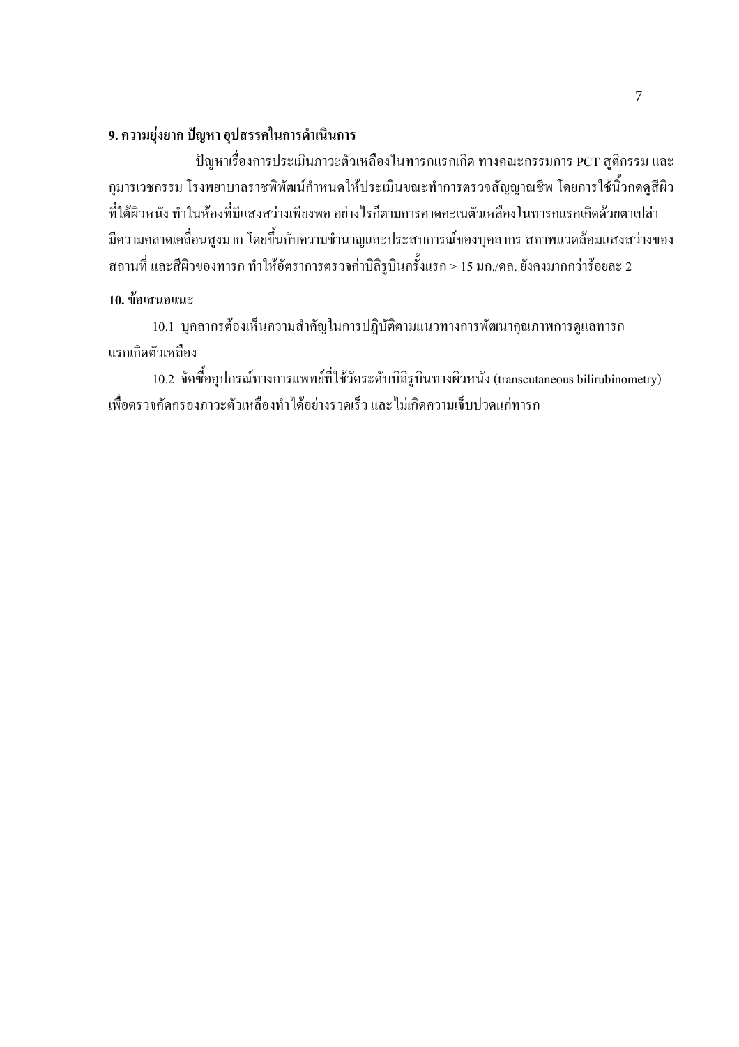## 9. ความยุ่งยาก ปัญหา อุปสรรคในการดำเนินการ

ปัญหาเรื่องการประเมินภาวะตัวเหลืองในทารกแรกเกิด ทางคณะกรรมการ PCT สูติกรรม และกุมารเวชกรรม โรงพยาบาลราชพิพัฒน์กำหนดให้ประเมินขณะทำการตรวจสัญญาณชีพ โดยการใช้นิ้วกดดูสีผิวที่ใต้ผิวหนัง ทำในห้องที่มีแสงสว่างเพียงพอ อย่างไรก็ตามการคาดคะเนตัวเหลืองในทารกแรกเกิดด้วยตาเปล่ามีความคลาดเคลื่อนสูงมาก โดยขึ้นกับความชำนาญและประสบการณ์ของบุคลากร สภาพแวดล้อมแสงสว่างของสถานที่ และสีผิวของทารก ทำให้อัตราการตรวจค่าบิลิรูบินครั้งแรก > 15 มก./ดล. ยังคงมากกว่าร้อยละ 2

## 10. ข้อเสนอแนะ

10.1 บุคลากรต้องเห็นความสำคัญในการปฏิบัติตามแนวทางการพัฒนาคุณภาพการดูแลทารกแรกเกิดตัวเหลือง

10.2 จัดซื้ออุปกรณ์ทางการแพทย์ที่ใช้วัดระดับบิลิรูบินทางผิวหนัง (transcutaneous bilirubinometry) เพื่อตรวจคัดกรองภาวะตัวเหลืองทำได้อย่างรวดเร็ว และไม่เกิดความเจ็บปวดแก่ทารก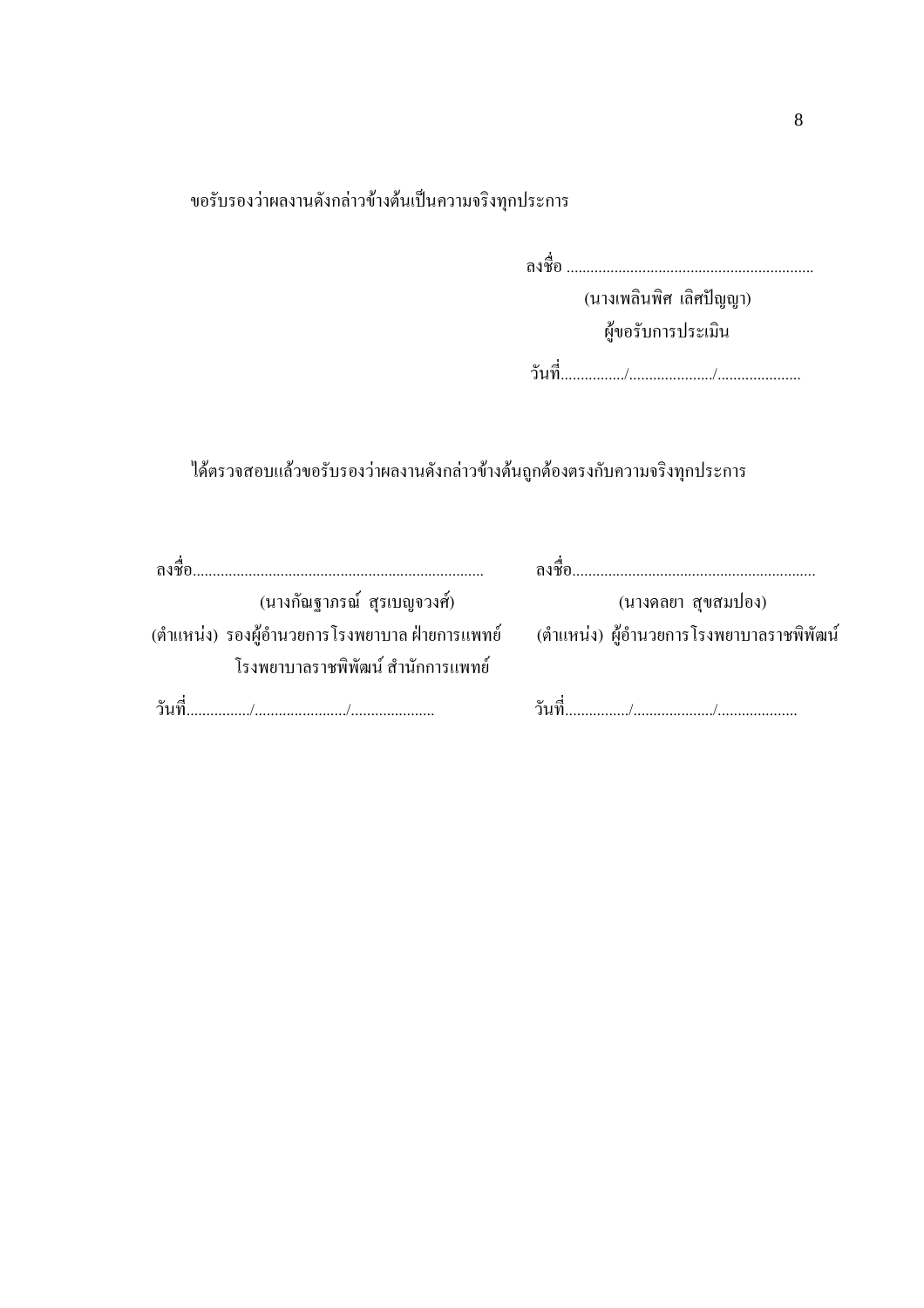ขอรับรองว่าผลงานดังกล่าวข้างต้นเป็นความจริงทุกประการ

ลงชื่อ .............................................................

(นางเพลินพิศ เลิศปัญญา)

ผู้ขอรับการประเมิน

วันที่................/...................../....................

ได้ตรวจสอบแล้วขอรับรองว่าผลงานดังกล่าวข้างต้นถูกต้องตรงกับความจริงทุกประการ

ลงชื่อ........................................................................

(นางกัณฐาภรณ์ สุรเบญจวงศ์)

(ตำแหน่ง) รองผู้อำนวยการโรงพยาบาล ฝ่ายการแพทย์ โรงพยาบาลราชพิพัฒน์ สำนักการแพทย์

วันที่................/......................../....................

ลงชื่อ............................................................

(นางดลยา สุขสมปอง)

(ตำแหน่ง) ผู้อำนวยการโรงพยาบาลราชพิพัฒน์

วันที่................/..................../...................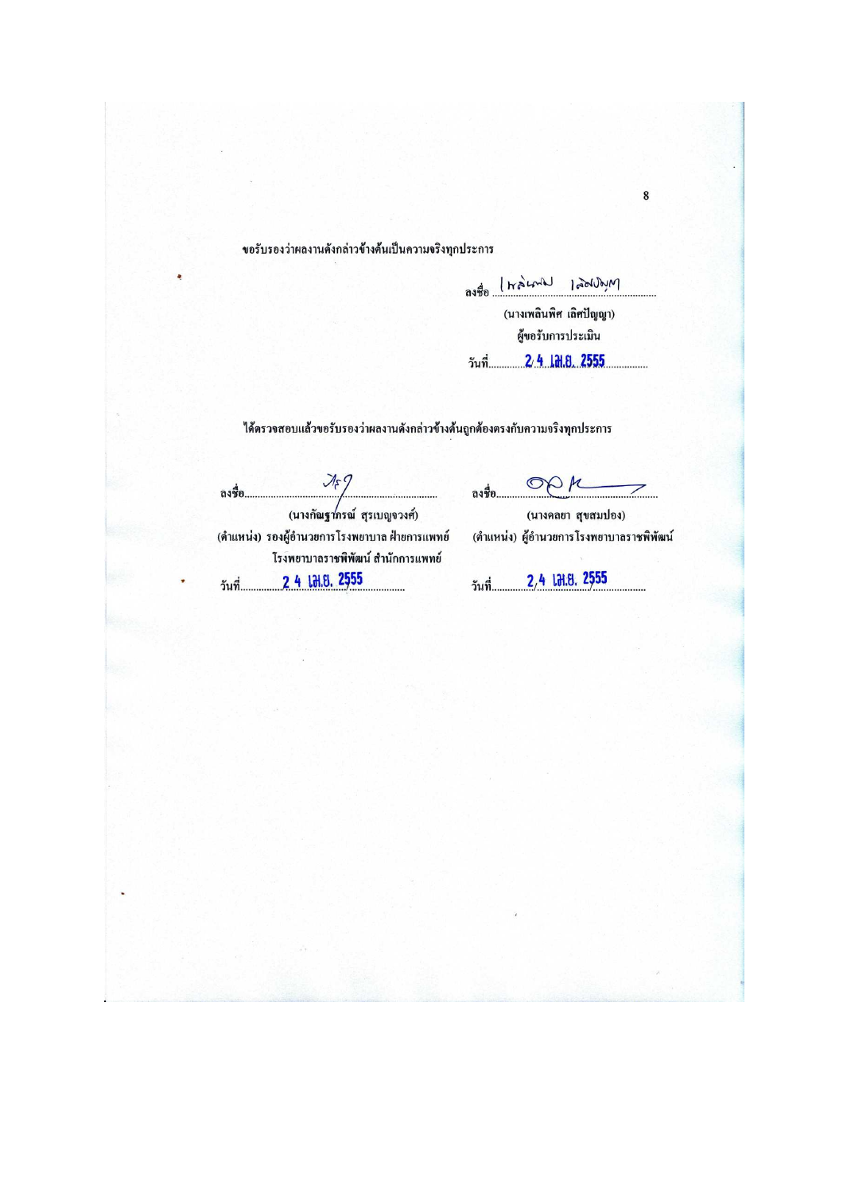ขอรับรองว่าผลงานดังกล่าวข้างต้นเป็นความจริงทุกประการ

ลงชื่อ ........................................

(นางเพลินพิศ เลิศปัญญา)

ผู้ขอรับการประเมิน

วันที่ 24 เม.ย. 2555

ได้ตรวจสอบแล้วขอรับรองว่าผลงานดังกล่าวข้างต้นถูกต้องตรงกับความจริงทุกประการ

ลงชื่อ ........................................

(นางกัญฐาภรณ์ สุรเบญจวงศ์)

(ตำแหน่ง) รองผู้อำนวยการโรงพยาบาล ฝ่ายการแพทย์

โรงพยาบาลราชพิพัฒน์ สำนักการแพทย์

วันที่ 24 เม.ย. 2555

ลงชื่อ ........................................

(นางคลยา สุขสมปอง)

(ตำแหน่ง) ผู้อำนวยการโรงพยาบาลราชพิพัฒน์

วันที่ 24 เม.ย. 2555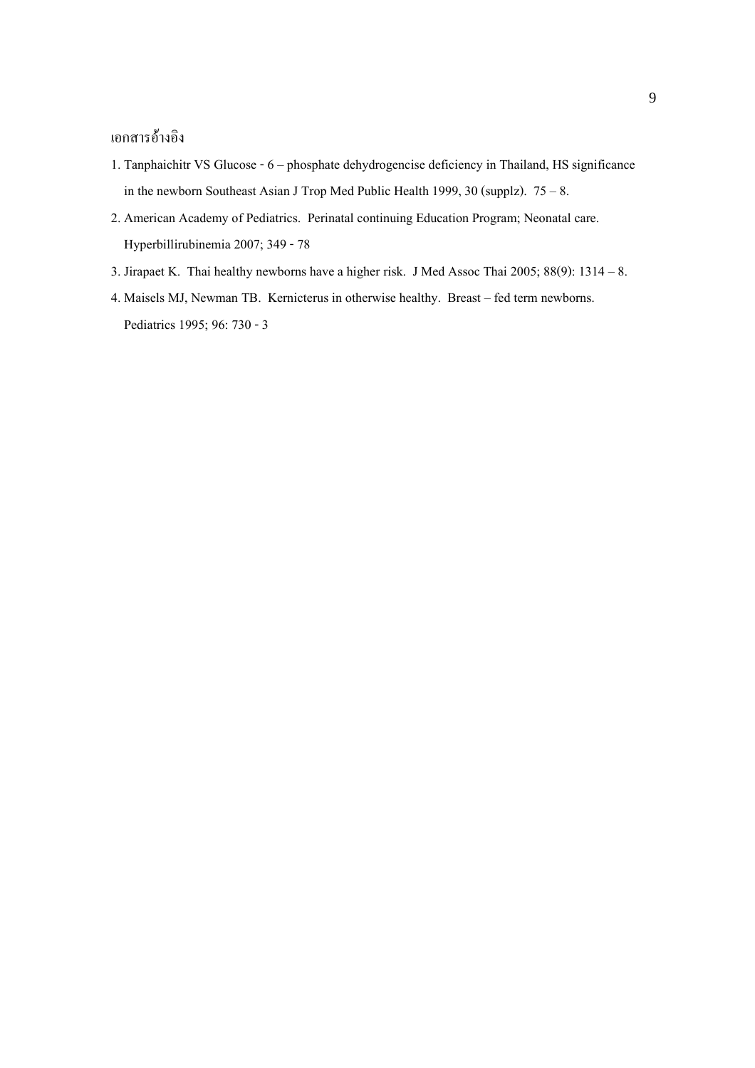เอกสารอ้างอิง

1. Tanphaichitr VS Glucose - 6 – phosphate dehydrogencise deficiency in Thailand, HS significance in the newborn Southeast Asian J Trop Med Public Health 1999, 30 (supplz). 75 – 8.
2. American Academy of Pediatrics. Perinatal continuing Education Program; Neonatal care. Hyperbillirubinemia 2007; 349 - 78
3. Jirapaet K. Thai healthy newborns have a higher risk. J Med Assoc Thai 2005; 88(9): 1314 – 8.
4. Maisels MJ, Newman TB. Kernicterus in otherwise healthy. Breast – fed term newborns. Pediatrics 1995; 96: 730 - 3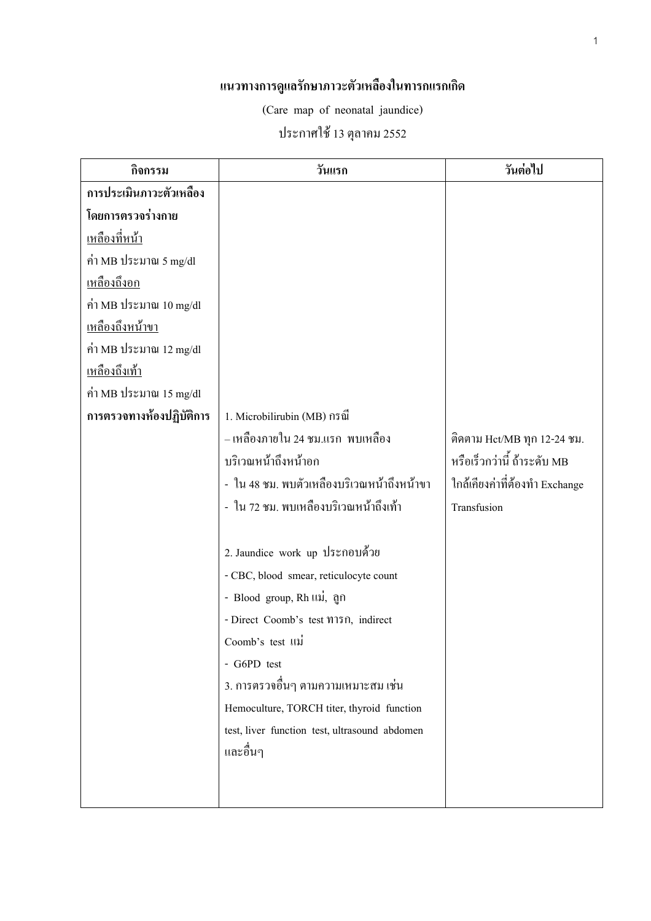## แนวทางการดูแลรักษาภาวะตัวเหลืองในทารกแรกเกิด

(Care map of neonatal jaundice)

ประกาศใช้ 13 ตุลาคม 2552

| กิจกรรม | วันแรก | วันต่อไป |
|---|---|---|
| **การประเมินภาวะตัวเหลือง โดยการตรวจร่างกาย**<br><u>เหลืองที่หน้า</u><br>ค่า MB ประมาณ 5 mg/dl<br><u>เหลืองถึงอก</u><br>ค่า MB ประมาณ 10 mg/dl<br><u>เหลืองถึงหน้าขา</u><br>ค่า MB ประมาณ 12 mg/dl<br><u>เหลืองถึงเท้า</u><br>ค่า MB ประมาณ 15 mg/dl | | |
| **การตรวจทางห้องปฏิบัติการ** | 1. Microbilirubin (MB) กรณี<br>– เหลืองภายใน 24 ชม.แรก พบเหลืองบริเวณหน้าถึงหน้าอก<br>- ใน 48 ชม. พบตัวเหลืองบริเวณหน้าถึงหน้าขา<br>- ใน 72 ชม. พบเหลืองบริเวณหน้าถึงเท้า<br><br>2. Jaundice work up ประกอบด้วย<br>- CBC, blood smear, reticulocyte count<br>- Blood group, Rh แม่, ลูก<br>- Direct Coomb's test ทารก, indirect Coomb's test แม่<br>- G6PD test<br>3. การตรวจอื่นๆ ตามความเหมาะสม เช่น Hemoculture, TORCH titer, thyroid function test, liver function test, ultrasound abdomen และอื่นๆ | ติดตาม Hct/MB ทุก 12-24 ชม. หรือเร็วกว่านี้ ถ้าระดับ MB ใกล้เคียงค่าที่ต้องทำ Exchange Transfusion |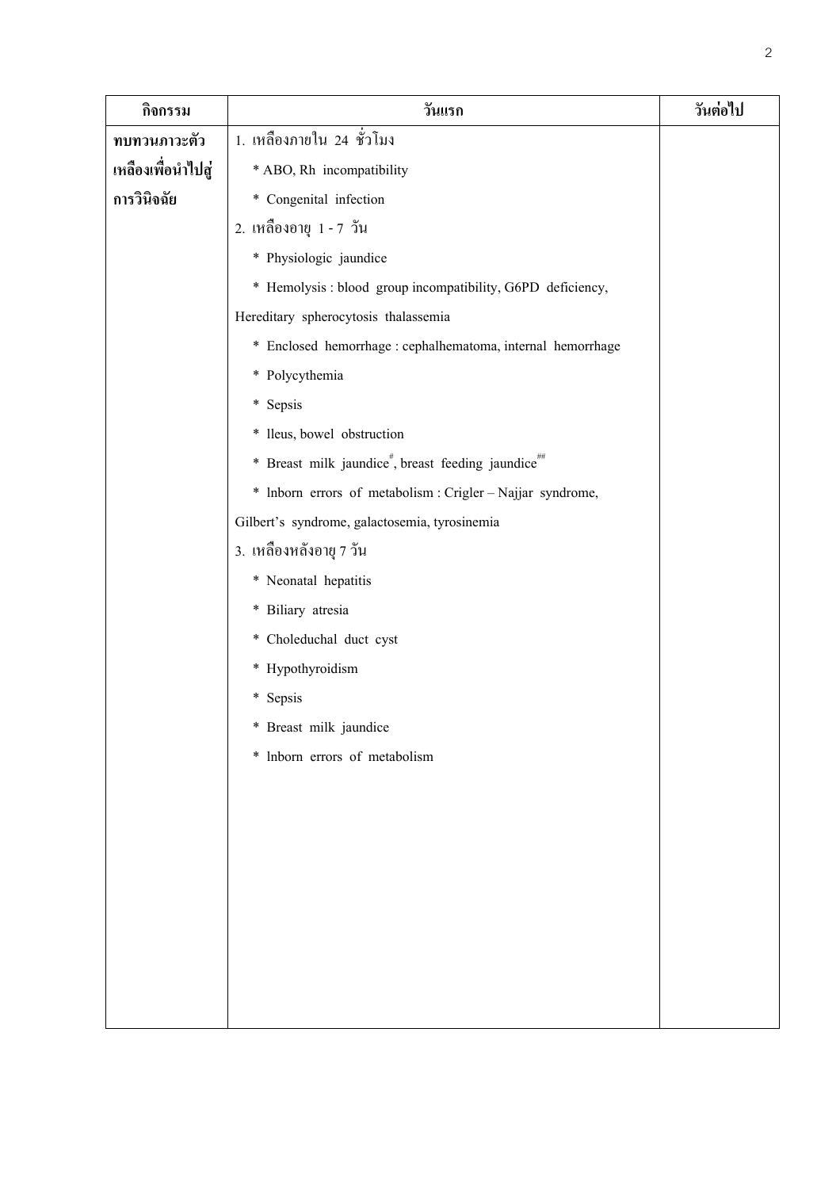| กิจกรรม | วันแรก | วันต่อไป |
|---|---|---|
| **ทบทวนภาวะตัวเหลืองเพื่อนำไปสู่การวินิจฉัย** | 1. เหลืองภายใน 24 ชั่วโมง<br>* ABO, Rh incompatibility<br>* Congenital infection<br>2. เหลืองอายุ 1 - 7 วัน<br>* Physiologic jaundice<br>* Hemolysis : blood group incompatibility, G6PD deficiency, Hereditary spherocytosis thalassemia<br>* Enclosed hemorrhage : cephalhematoma, internal hemorrhage<br>* Polycythemia<br>* Sepsis<br>* lleus, bowel obstruction<br>* Breast milk jaundice[#], breast feeding jaundice[##]<br>* lnborn errors of metabolism : Crigler – Najjar syndrome, Gilbert's syndrome, galactosemia, tyrosinemia<br>3. เหลืองหลังอายุ 7 วัน<br>* Neonatal hepatitis<br>* Biliary atresia<br>* Choleduchal duct cyst<br>* Hypothyroidism<br>* Sepsis<br>* Breast milk jaundice<br>* lnborn errors of metabolism | |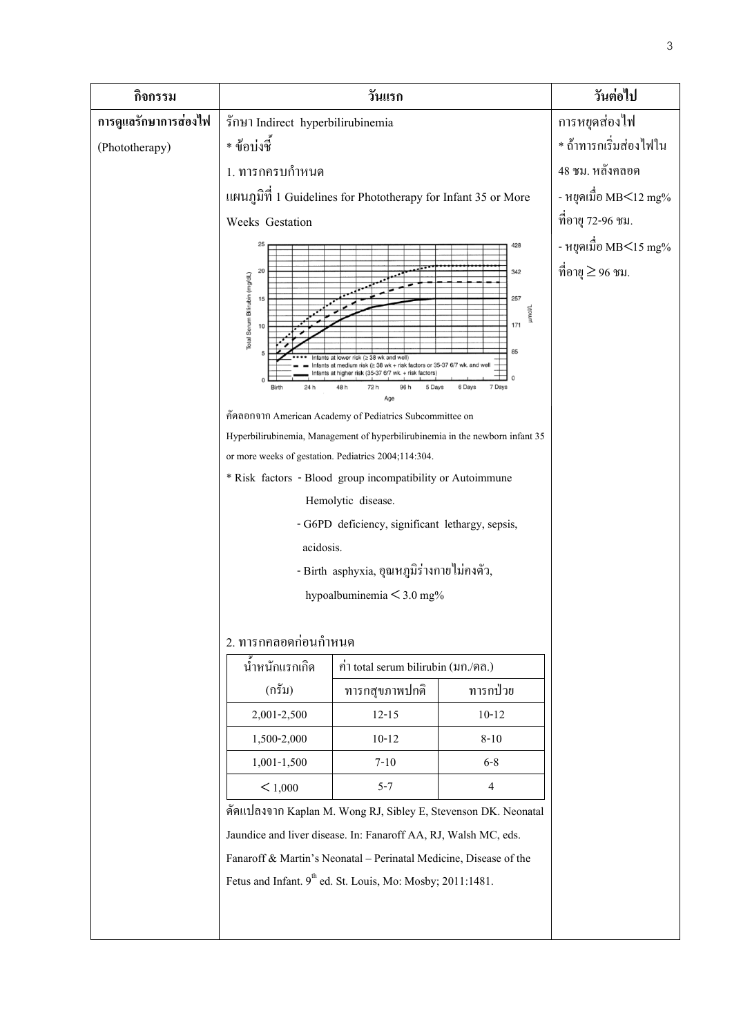| กิจกรรม | วันแรก | วันต่อไป |
|---|---|---|
| การดูแลรักษาการส่องไฟ (Phototherapy) | รักษา Indirect hyperbilirubinemia<br>* ข้อบ่งชี้<br>1. ทารกครบกำหนด<br>แผนภูมิที่ 1 Guidelines for Phototherapy for Infant 35 or More Weeks Gestation | การหยุดส่องไฟ<br>* ถ้าทารกเริ่มส่องไฟใน 48 ชม. หลังคลอด<br>- หยุดเมื่อ MB<12 mg% ที่อายุ 72-96 ชม.<br>- หยุดเมื่อ MB<15 mg% ที่อายุ ≥ 96 ชม. |

คัดลอกจาก American Academy of Pediatrics Subcommittee on Hyperbilirubinemia, Management of hyperbilirubinemia in the newborn infant 35 or more weeks of gestation. Pediatrics 2004;114:304.

* Risk factors
  - Blood group incompatibility or Autoimmune Hemolytic disease.
  - G6PD deficiency, significant lethargy, sepsis, acidosis.
  - Birth asphyxia, อุณหภูมิร่างกายไม่คงตัว, hypoalbuminemia < 3.0 mg%

2. ทารกคลอดก่อนกำหนด

| น้ำหนักแรกเกิด (กรัม) | ค่า total serum bilirubin (มก./ดล.) | |
|---|---|---|
| | ทารกสุขภาพปกติ | ทารกป่วย |
| 2,001-2,500 | 12-15 | 10-12 |
| 1,500-2,000 | 10-12 | 8-10 |
| 1,001-1,500 | 7-10 | 6-8 |
| < 1,000 | 5-7 | 4 |

ดัดแปลงจาก Kaplan M. Wong RJ, Sibley E, Stevenson DK. Neonatal Jaundice and liver disease. In: Fanaroff AA, RJ, Walsh MC, eds. Fanaroff & Martin's Neonatal – Perinatal Medicine, Disease of the Fetus and Infant. 9th ed. St. Louis, Mo: Mosby; 2011:1481.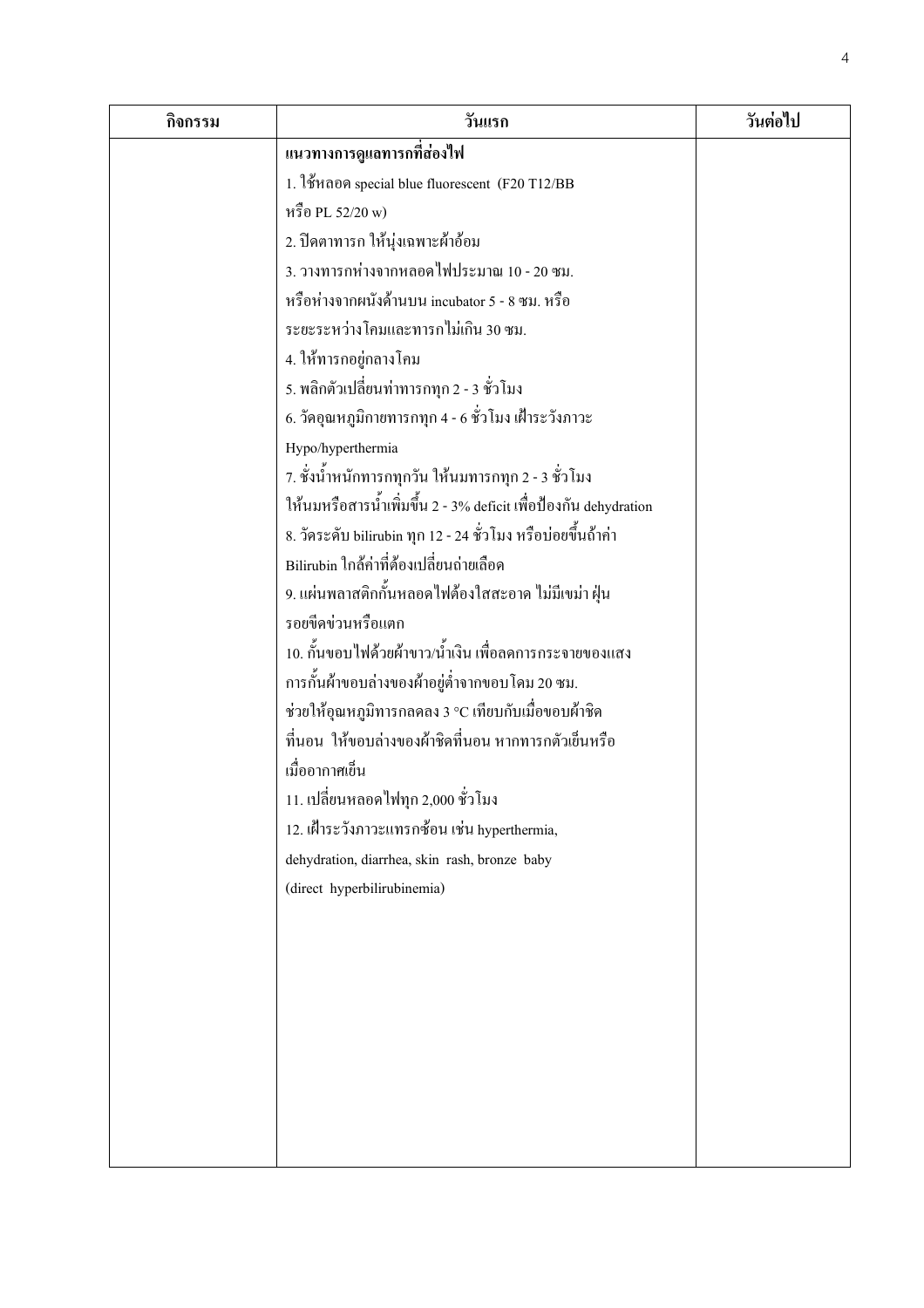| กิจกรรม | วันแรก | วันต่อไป |
| --- | --- | --- |
| | **แนวทางการดูแลทารกที่ส่องไฟ**<br>1. ใช้หลอด special blue fluorescent (F20 T12/BB หรือ PL 52/20 w)<br>2. ปิดตาทารก ให้นุ่งเฉพาะผ้าอ้อม<br>3. วางทารกห่างจากหลอดไฟประมาณ 10 - 20 ซม. หรือห่างจากผนังด้านบน incubator 5 - 8 ซม. หรือ ระยะระหว่างโคมและทารกไม่เกิน 30 ซม.<br>4. ให้ทารกอยู่กลางโคม<br>5. พลิกตัวเปลี่ยนท่าทารกทุก 2 - 3 ชั่วโมง<br>6. วัดอุณหภูมิกายทารกทุก 4 - 6 ชั่วโมง เฝ้าระวังภาวะ Hypo/hyperthermia<br>7. ชั่งน้ำหนักทารกทุกวัน ให้นมทารกทุก 2 - 3 ชั่วโมง ให้นมหรือสารน้ำเพิ่มขึ้น 2 - 3% deficit เพื่อป้องกัน dehydration<br>8. วัดระดับ bilirubin ทุก 12 - 24 ชั่วโมง หรือบ่อยขึ้นถ้าค่า Bilirubin ใกล้ค่าที่ต้องเปลี่ยนถ่ายเลือด<br>9. แผ่นพลาสติกกั้นหลอดไฟต้องใสสะอาด ไม่มีเขม่า ฝุ่น รอยขีดข่วนหรือแตก<br>10. กั้นขอบไฟด้วยผ้าขาว/น้ำเงิน เพื่อลดการกระจายของแสง การกั้นผ้าขอบล่างของผ้าอยู่ต่ำจากขอบโคม 20 ซม. ช่วยให้อุณหภูมิทารกลดลง 3 °C เทียบกับเมื่อขอบผ้าชิดที่นอน ให้ขอบล่างของผ้าชิดที่นอน หากทารกตัวเย็นหรือเมื่ออากาศเย็น<br>11. เปลี่ยนหลอดไฟทุก 2,000 ชั่วโมง<br>12. เฝ้าระวังภาวะแทรกซ้อน เช่น hyperthermia, dehydration, diarrhea, skin rash, bronze baby (direct hyperbilirubinemia) | |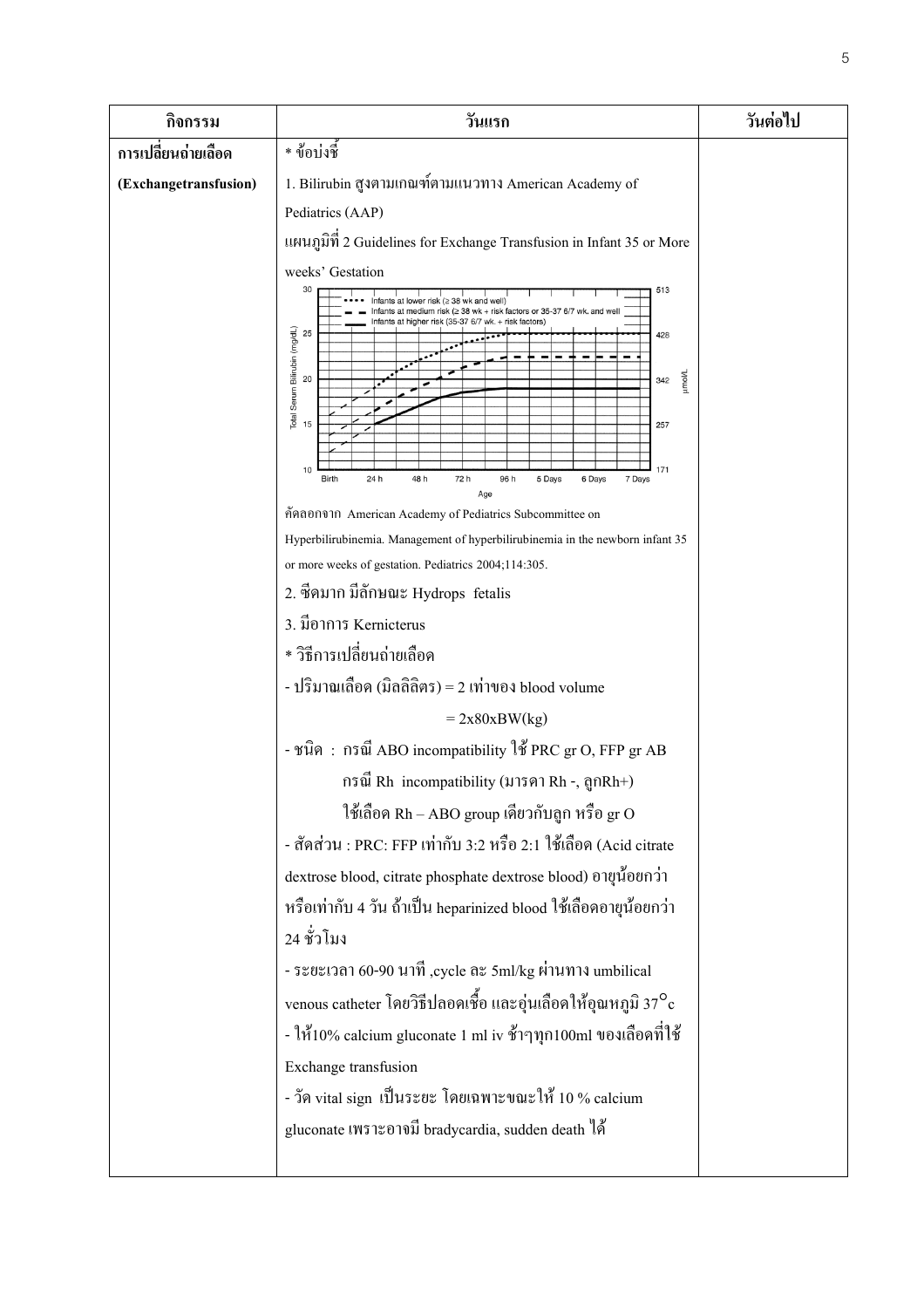| กิจกรรม | วันแรก | วันต่อไป |
|---|---|---|
| การเปลี่ยนถ่ายเลือด (Exchangetransfusion) | * ข้อบ่งชี้<br>1. Bilirubin สูงตามเกณฑ์ตามแนวทาง American Academy of Pediatrics (AAP)<br>แผนภูมิที่ 2 Guidelines for Exchange Transfusion in Infant 35 or More weeks' Gestation<br>คัดลอกจาก American Academy of Pediatrics Subcommittee on Hyperbilirubinemia. Management of hyperbilirubinemia in the newborn infant 35 or more weeks of gestation. Pediatrics 2004;114:305.<br>2. ซีดมาก มีลักษณะ Hydrops fetalis<br>3. มีอาการ Kernicterus<br>* วิธีการเปลี่ยนถ่ายเลือด<br>- ปริมาณเลือด (มิลลิลิตร) = 2 เท่าของ blood volume<br>= 2x80xBW(kg)<br>- ชนิด : กรณี ABO incompatibility ใช้ PRC gr O, FFP gr AB<br>กรณี Rh incompatibility (มารดา Rh -, ลูกRh+)<br>ใช้เลือด Rh – ABO group เดียวกับลูก หรือ gr O<br>- สัดส่วน : PRC: FFP เท่ากับ 3:2 หรือ 2:1 ใช้เลือด (Acid citrate dextrose blood, citrate phosphate dextrose blood) อายุน้อยกว่าหรือเท่ากับ 4 วัน ถ้าเป็น heparinized blood ใช้เลือดอายุน้อยกว่า 24 ชั่วโมง<br>- ระยะเวลา 60-90 นาที ,cycle ละ 5ml/kg ผ่านทาง umbilical venous catheter โดยวิธีปลอดเชื้อ และอุ่นเลือดให้อุณหภูมิ 37°c<br>- ให้10% calcium gluconate 1 ml iv ช้าๆทุก100ml ของเลือดที่ใช้ Exchange transfusion<br>- วัด vital sign เป็นระยะ โดยเฉพาะขณะให้ 10 % calcium gluconate เพราะอาจมี bradycardia, sudden death ได้ | |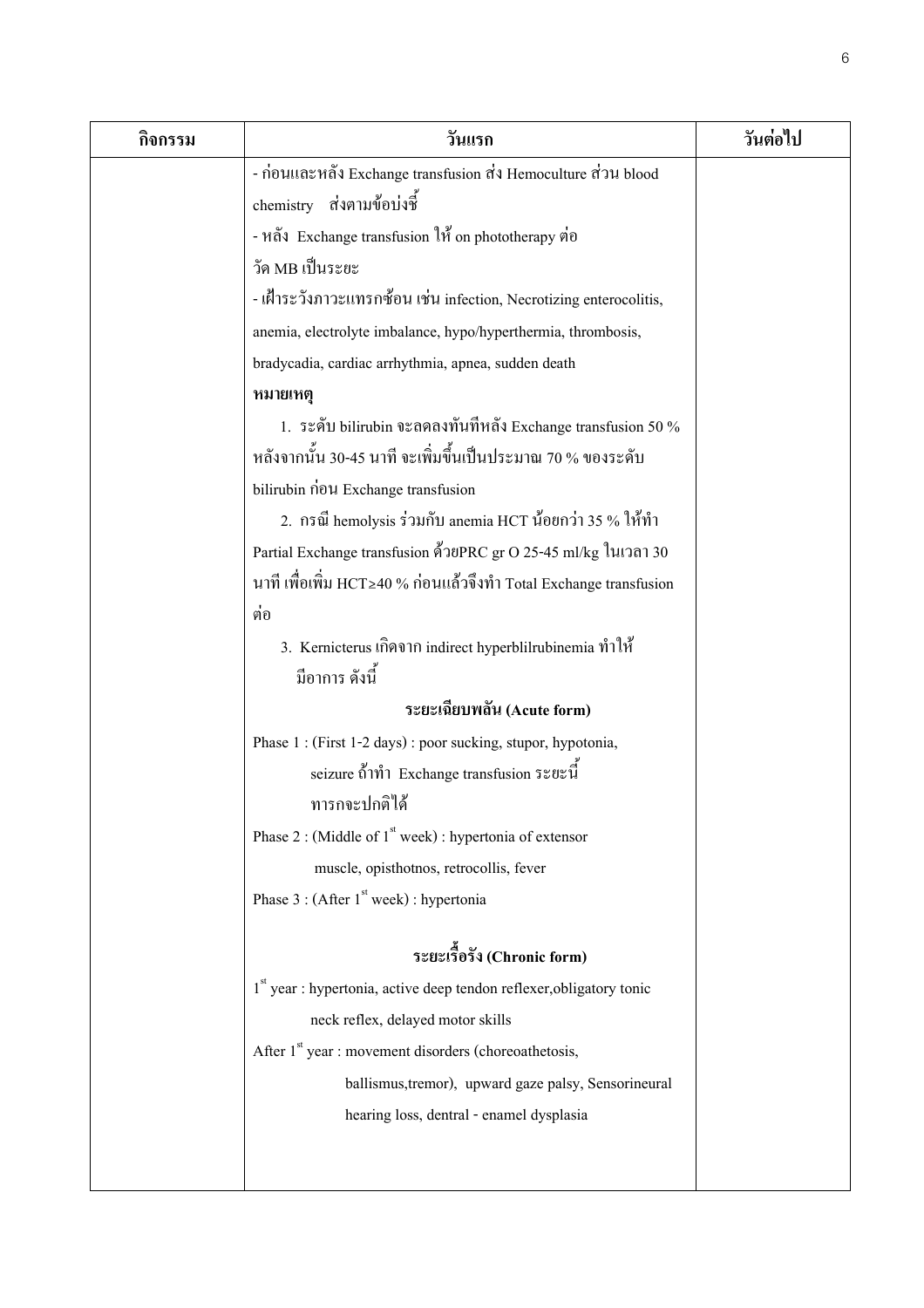| กิจกรรม | วันแรก | วันต่อไป |
|---|---|---|
| | - ก่อนและหลัง Exchange transfusion ส่ง Hemoculture ส่วน blood chemistry ส่งตามข้อบ่งชี้<br>- หลัง Exchange transfusion ให้ on phototherapy ต่อ วัด MB เป็นระยะ<br>- เฝ้าระวังภาวะแทรกซ้อน เช่น infection, Necrotizing enterocolitis, anemia, electrolyte imbalance, hypo/hyperthermia, thrombosis, bradycadia, cardiac arrhythmia, apnea, sudden death<br>**หมายเหตุ**<br>1. ระดับ bilirubin จะลดลงทันทีหลัง Exchange transfusion 50 % หลังจากนั้น 30-45 นาที จะเพิ่มขึ้นเป็นประมาณ 70 % ของระดับ bilirubin ก่อน Exchange transfusion<br>2. กรณี hemolysis ร่วมกับ anemia HCT น้อยกว่า 35 % ให้ทำ Partial Exchange transfusion ด้วยPRC gr O 25-45 ml/kg ในเวลา 30 นาที เพื่อเพิ่ม HCT≥40 % ก่อนแล้วจึงทำ Total Exchange transfusion ต่อ<br>3. Kernicterus เกิดจาก indirect hyperblilrubinemia ทำให้มีอาการ ดังนี้<br>**ระยะเฉียบพลัน (Acute form)**<br>Phase 1 : (First 1-2 days) : poor sucking, stupor, hypotonia, seizure ถ้าทำ Exchange transfusion ระยะนี้ ทารกจะปกติได้<br>Phase 2 : (Middle of 1st week) : hypertonia of extensor muscle, opisthotnos, retrocollis, fever<br>Phase 3 : (After 1st week) : hypertonia<br>**ระยะเรื้อรัง (Chronic form)**<br>1st year : hypertonia, active deep tendon reflexer,obligatory tonic neck reflex, delayed motor skills<br>After 1st year : movement disorders (choreoathetosis, ballismus,tremor), upward gaze palsy, Sensorineural hearing loss, dentral - enamel dysplasia | |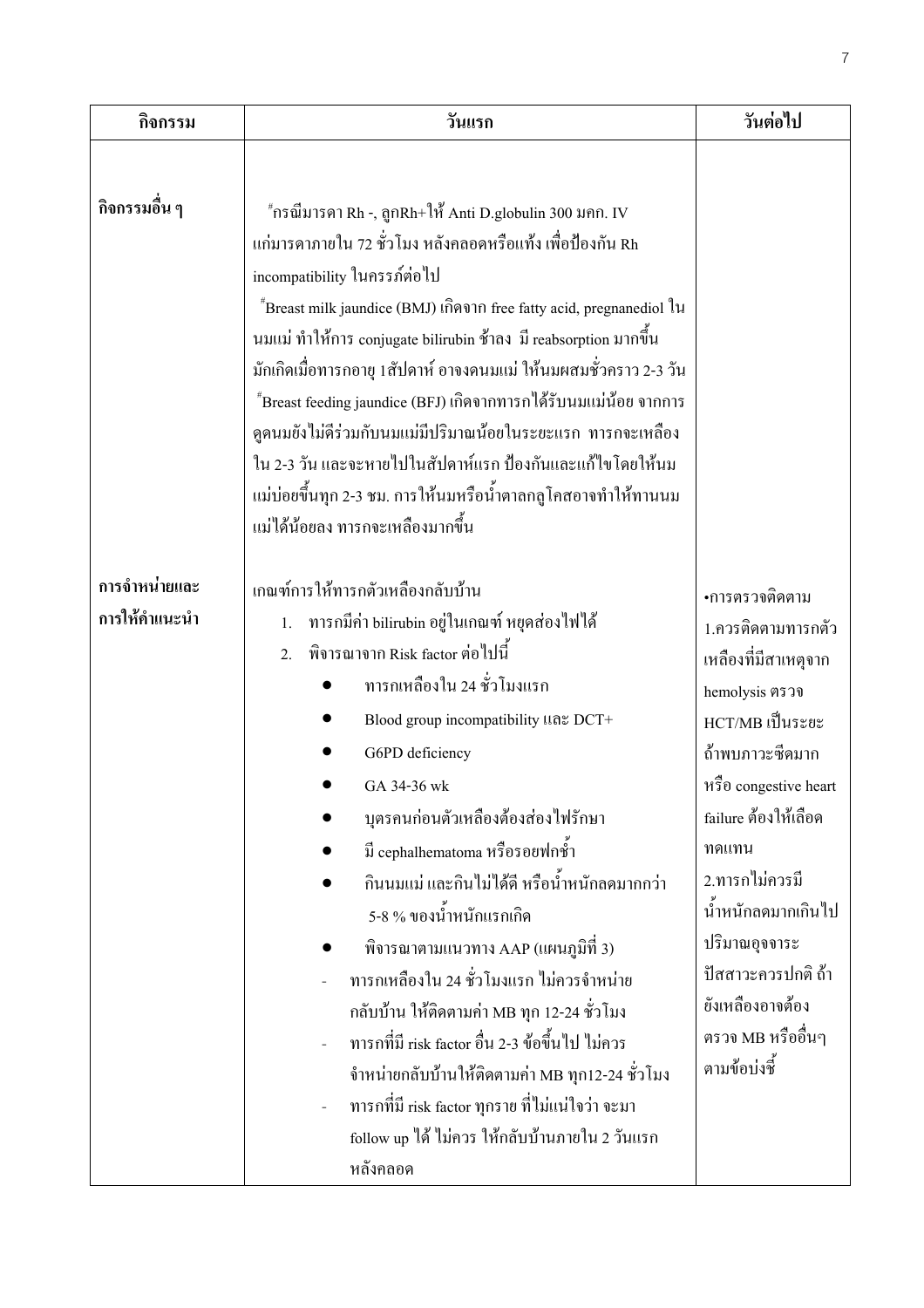| กิจกรรม | วันแรก | วันต่อไป |
|---|---|---|
| กิจกรรมอื่น ๆ | #กรณีมารดา Rh -, ลูกRh+ให้ Anti D.globulin 300 มคก. IV แก่มารดาภายใน 72 ชั่วโมง หลังคลอดหรือแท้ง เพื่อป้องกัน Rh incompatibility ในครรภ์ต่อไป<br>#Breast milk jaundice (BMJ) เกิดจาก free fatty acid, pregnanediol ในนมแม่ ทำให้การ conjugate bilirubin ช้าลง มี reabsorption มากขึ้น มักเกิดเมื่อทารกอายุ 1สัปดาห์ อาจงดนมแม่ ให้นมผสมชั่วคราว 2-3 วัน<br>#Breast feeding jaundice (BFJ) เกิดจากทารกได้รับนมแม่น้อย จากการดูดนมยังไม่ดีร่วมกับนมแม่มีปริมาณน้อยในระยะแรก ทารกจะเหลืองใน 2-3 วัน และจะหายไปในสัปดาห์แรก ป้องกันและแก้ไขโดยให้นมแม่บ่อยขึ้นทุก 2-3 ชม. การให้นมหรือน้ำตาลกลูโคสอาจทำให้ทานนมแม่ได้น้อยลง ทารกจะเหลืองมากขึ้น | |
| การจำหน่ายและการให้คำแนะนำ | เกณฑ์การให้ทารกตัวเหลืองกลับบ้าน<br>1. ทารกมีค่า bilirubin อยู่ในเกณฑ์ หยุดส่องไฟได้<br>2. พิจารณาจาก Risk factor ต่อไปนี้<br>● ทารกเหลืองใน 24 ชั่วโมงแรก<br>● Blood group incompatibility และ DCT+<br>● G6PD deficiency<br>● GA 34-36 wk<br>● บุตรคนก่อนตัวเหลืองต้องส่องไฟรักษา<br>● มี cephalhematoma หรือรอยฟกช้ำ<br>● กินนมแม่ และกินไม่ได้ดี หรือน้ำหนักลดมากกว่า 5-8 % ของน้ำหนักแรกเกิด<br>● พิจารณาตามแนวทาง AAP (แผนภูมิที่ 3)<br>- ทารกเหลืองใน 24 ชั่วโมงแรก ไม่ควรจำหน่ายกลับบ้าน ให้ติดตามค่า MB ทุก 12-24 ชั่วโมง<br>- ทารกที่มี risk factor อื่น 2-3 ข้อขึ้นไป ไม่ควรจำหน่ายกลับบ้านให้ติดตามค่า MB ทุก12-24 ชั่วโมง<br>- ทารกที่มี risk factor ทุกราย ที่ไม่แน่ใจว่า จะมา follow up ได้ ไม่ควร ให้กลับบ้านภายใน 2 วันแรกหลังคลอด | •การตรวจติดตาม<br>1.ควรติดตามทารกตัวเหลืองที่มีสาเหตุจาก hemolysis ตรวจ HCT/MB เป็นระยะ ถ้าพบภาวะซีดมาก หรือ congestive heart failure ต้องให้เลือดทดแทน<br>2.ทารกไม่ควรมีน้ำหนักลดมากเกินไป ปริมาณอุจจาระ ปัสสาวะควรปกติ ถ้ายังเหลืองอาจต้องตรวจ MB หรืออื่นๆ ตามข้อบ่งชี้ |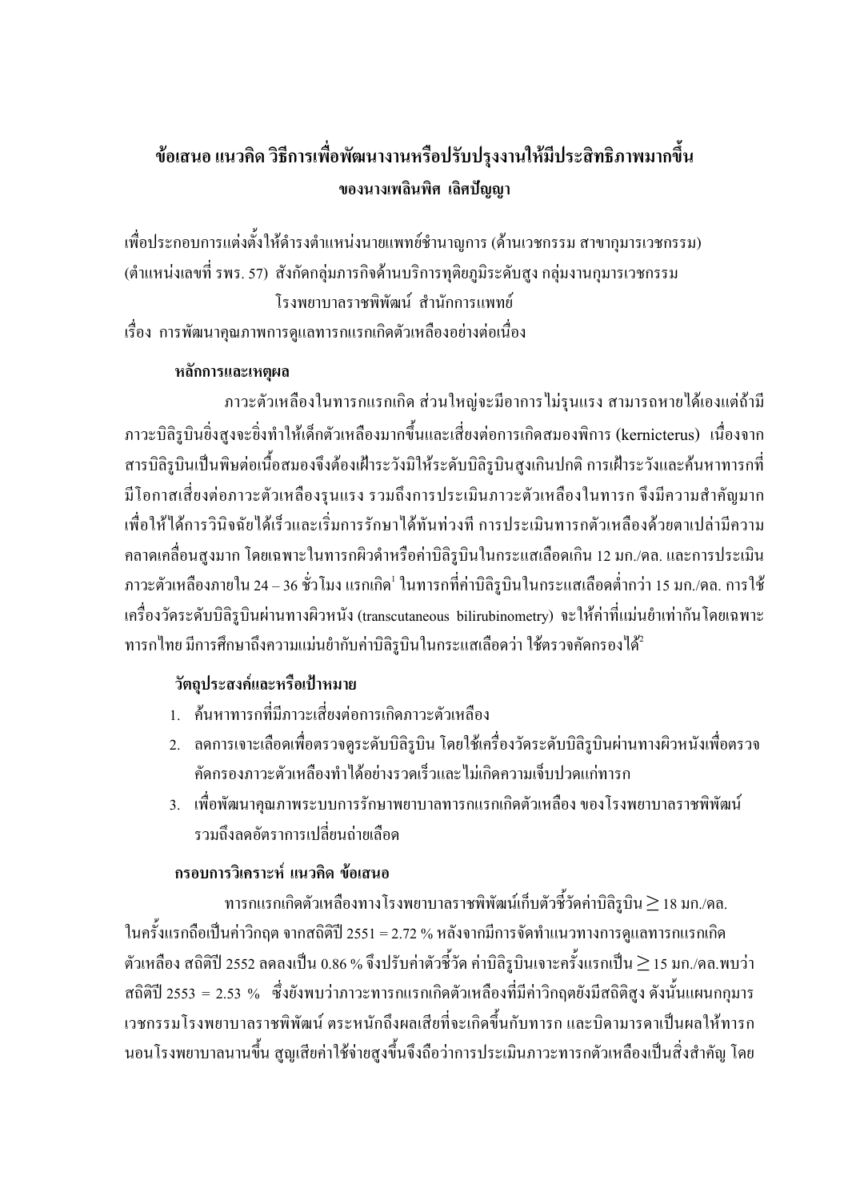## ข้อเสนอ แนวคิด วิธีการเพื่อพัฒนางานหรือปรับปรุงงานให้มีประสิทธิภาพมากขึ้น

### ของนางเพลินพิศ เลิศปัญญา

เพื่อประกอบการแต่งตั้งให้ดำรงตำแหน่งนายแพทย์ชำนาญการ (ด้านเวชกรรม สาขากุมารเวชกรรม) (ตำแหน่งเลขที่ รพร. 57) สังกัดกลุ่มภารกิจด้านบริการทุติยภูมิระดับสูง กลุ่มงานกุมารเวชกรรม โรงพยาบาลราชพิพัฒน์ สำนักการแพทย์

เรื่อง การพัฒนาคุณภาพการดูแลทารกแรกเกิดตัวเหลืองอย่างต่อเนื่อง

**หลักการและเหตุผล**

ภาวะตัวเหลืองในทารกแรกเกิด ส่วนใหญ่จะมีอาการไม่รุนแรง สามารถหายได้เองแต่ถ้ามีภาวะบิลิรูบินยิ่งสูงจะยิ่งทำให้เด็กตัวเหลืองมากขึ้นและเสี่ยงต่อการเกิดสมองพิการ (kernicterus) เนื่องจากสารบิลิรูบินเป็นพิษต่อเนื้อสมองจึงต้องเฝ้าระวังมิให้ระดับบิลิรูบินสูงเกินปกติ การเฝ้าระวังและค้นหาทารกที่มีโอกาสเสี่ยงต่อภาวะตัวเหลืองรุนแรง รวมถึงการประเมินภาวะตัวเหลืองในทารก จึงมีความสำคัญมาก เพื่อให้ได้การวินิจฉัยได้เร็วและเริ่มการรักษาได้ทันท่วงที การประเมินทารกตัวเหลืองด้วยตาเปล่ามีความคลาดเคลื่อนสูงมาก โดยเฉพาะในทารกผิวดำหรือค่าบิลิรูบินในกระแสเลือดเกิน 12 มก./ดล. และการประเมินภาวะตัวเหลืองภายใน 24 – 36 ชั่วโมง แรกเกิด[1] ในทารกที่ค่าบิลิรูบินในกระแสเลือดต่ำกว่า 15 มก./ดล. การใช้เครื่องวัดระดับบิลิรูบินผ่านทางผิวหนัง (transcutaneous bilirubinometry) จะให้ค่าที่แม่นยำเท่ากันโดยเฉพาะทารกไทย มีการศึกษาถึงความแม่นยำกับค่าบิลิรูบินในกระแสเลือดว่า ใช้ตรวจคัดกรองได้[2]

**วัตถุประสงค์และหรือเป้าหมาย**

1. ค้นหาทารกที่มีภาวะเสี่ยงต่อการเกิดภาวะตัวเหลือง
2. ลดการเจาะเลือดเพื่อตรวจดูระดับบิลิรูบิน โดยใช้เครื่องวัดระดับบิลิรูบินผ่านทางผิวหนังเพื่อตรวจคัดกรองภาวะตัวเหลืองทำได้อย่างรวดเร็วและไม่เกิดความเจ็บปวดแก่ทารก
3. เพื่อพัฒนาคุณภาพระบบการรักษาพยาบาลทารกแรกเกิดตัวเหลือง ของโรงพยาบาลราชพิพัฒน์ รวมถึงลดอัตราการเปลี่ยนถ่ายเลือด

**กรอบการวิเคราะห์ แนวคิด ข้อเสนอ**

ทารกแรกเกิดตัวเหลืองทางโรงพยาบาลราชพิพัฒน์เก็บตัวชี้วัดค่าบิลิรูบิน $\geq$ 18 มก./ดล. ในครั้งแรกถือเป็นค่าวิกฤต จากสถิติปี 2551 = 2.72 % หลังจากมีการจัดทำแนวทางการดูแลทารกแรกเกิดตัวเหลือง สถิติปี 2552 ลดลงเป็น 0.86 % จึงปรับค่าตัวชี้วัด ค่าบิลิรูบินเจาะครั้งแรกเป็น $\geq$ 15 มก./ดล.พบว่าสถิติปี 2553 = 2.53 % ซึ่งยังพบว่าภาวะทารกแรกเกิดตัวเหลืองที่มีค่าวิกฤตยังมีสถิติสูง ดังนั้นแผนกกุมารเวชกรรมโรงพยาบาลราชพิพัฒน์ ตระหนักถึงผลเสียที่จะเกิดขึ้นกับทารก และบิดามารดาเป็นผลให้ทารกนอนโรงพยาบาลนานขึ้น สูญเสียค่าใช้จ่ายสูงขึ้นจึงถือว่าการประเมินภาวะทารกตัวเหลืองเป็นสิ่งสำคัญ โดย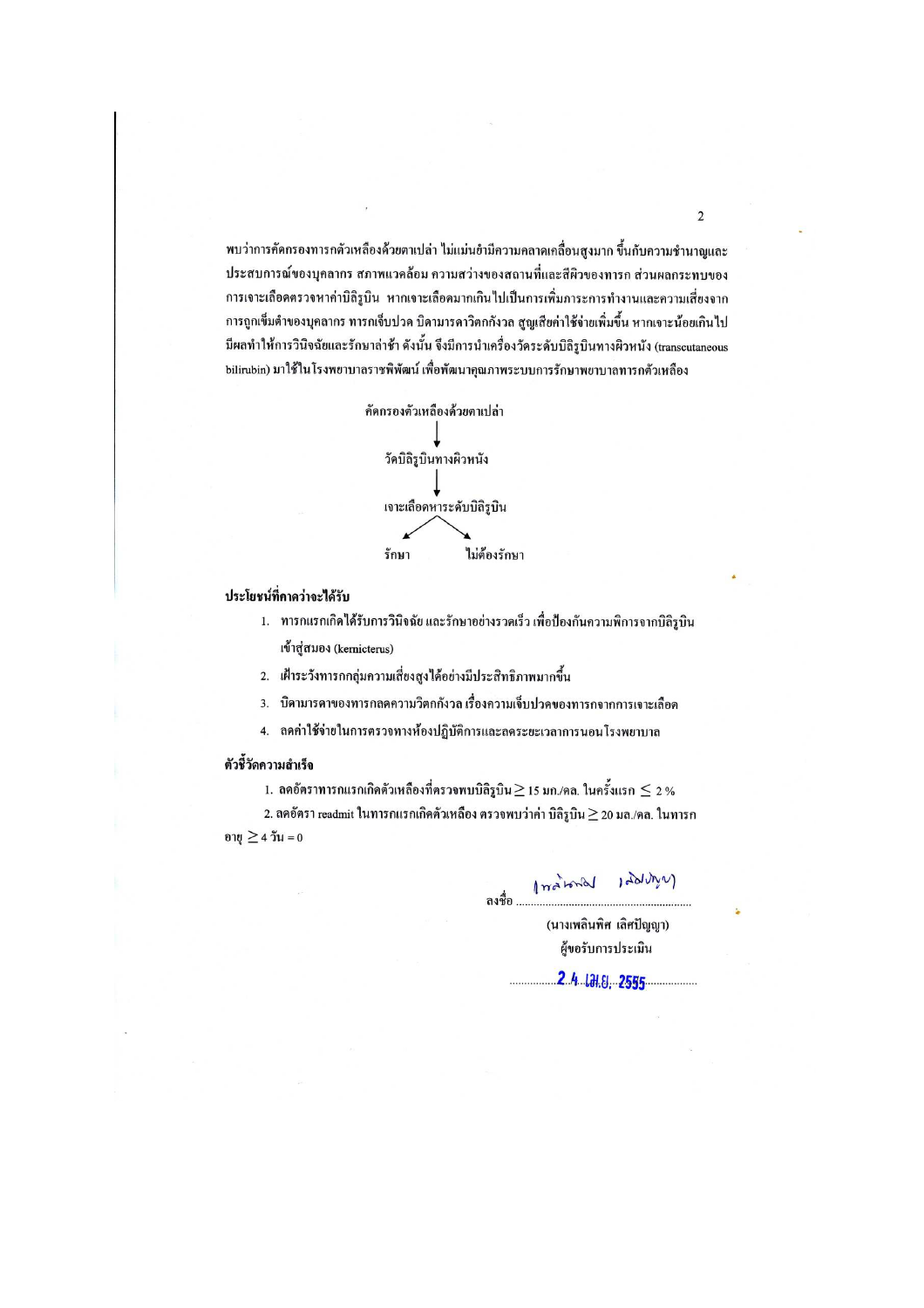พบว่าการคัดกรองทารกตัวเหลืองด้วยตาเปล่า ไม่แม่นยำมีความคลาดเคลื่อนสูงมาก ขึ้นกับความชำนาญและประสบการณ์ของบุคลากร สภาพแวดล้อม ความสว่างของสถานที่และสีผิวของทารก ส่วนผลกระทบของการเจาะเลือดตรวจหาค่าบิลิรูบิน หากเจาะเลือดมากเกินไปเป็นการเพิ่มภาระการทำงานและความเสี่ยงจากการถูกเข็มตำของบุคลากร ทารกเจ็บปวด บิดามารดาวิตกกังวล สูญเสียค่าใช้จ่ายเพิ่มขึ้น หากเจาะน้อยเกินไปมีผลทำให้การวินิจฉัยและรักษาล่าช้า ดังนั้น จึงมีการนำเครื่องวัดระดับบิลิรูบินทางผิวหนัง (transcutaneous bilirubin) มาใช้ในโรงพยาบาลราชพิพัฒน์ เพื่อพัฒนาคุณภาพระบบการรักษาพยาบาลทารกตัวเหลือง

คัดกรองตัวเหลืองด้วยตาเปล่า

↓

วัดบิลิรูบินทางผิวหนัง

↓

เจาะเลือดหาระดับบิลิรูบิน

↙ ↘

รักษา ไม่ต้องรักษา

**ประโยชน์ที่คาดว่าจะได้รับ**

1. ทารกแรกเกิดได้รับการวินิจฉัย และรักษาอย่างรวดเร็ว เพื่อป้องกันความพิการจากบิลิรูบินเข้าสู่สมอง (kernicterus)
2. เฝ้าระวังทารกกลุ่มความเสี่ยงสูงได้อย่างมีประสิทธิภาพมากขึ้น
3. บิดามารดาของทารกลดความวิตกกังวล เรื่องความเจ็บปวดของทารกจากการเจาะเลือด
4. ลดค่าใช้จ่ายในการตรวจทางห้องปฏิบัติการและลดระยะเวลาการนอนโรงพยาบาล

**ตัวชี้วัดความสำเร็จ**

1. ลดอัตราทารกแรกเกิดตัวเหลืองที่ตรวจพบบิลิรูบิน $\geq$ 15 มก./ดล. ในครั้งแรก $\leq$ 2 %
2. ลดอัตรา readmit ในทารกแรกเกิดตัวเหลือง ตรวจพบว่าค่า บิลิรูบิน $\geq$ 20 มล./ดล. ในทารกอายุ $\geq$ 4 วัน = 0

ลงชื่อ ..........................................

(นางเพลินพิศ เลิศปัญญา)

ผู้ขอรับการประเมิน

24 เม.ย. 2555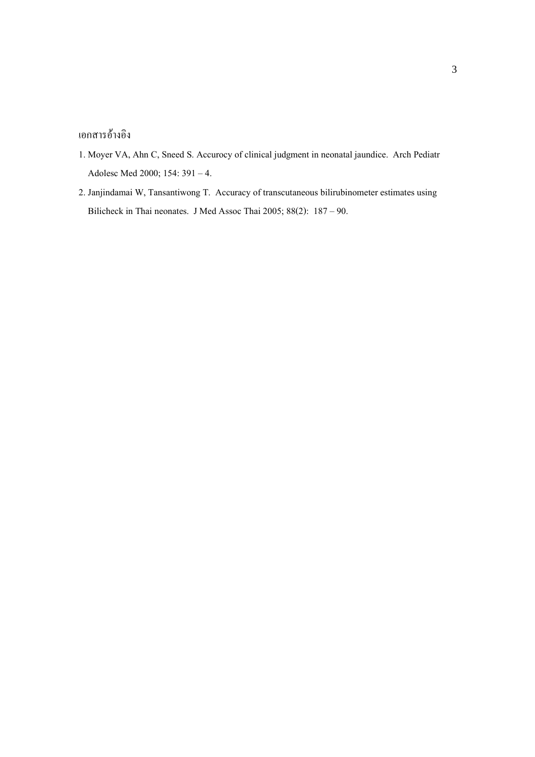เอกสารอ้างอิง

1. Moyer VA, Ahn C, Sneed S. Accurocy of clinical judgment in neonatal jaundice. Arch Pediatr Adolesc Med 2000; 154: 391 – 4.
2. Janjindamai W, Tansantiwong T. Accuracy of transcutaneous bilirubinometer estimates using Bilicheck in Thai neonates. J Med Assoc Thai 2005; 88(2): 187 – 90.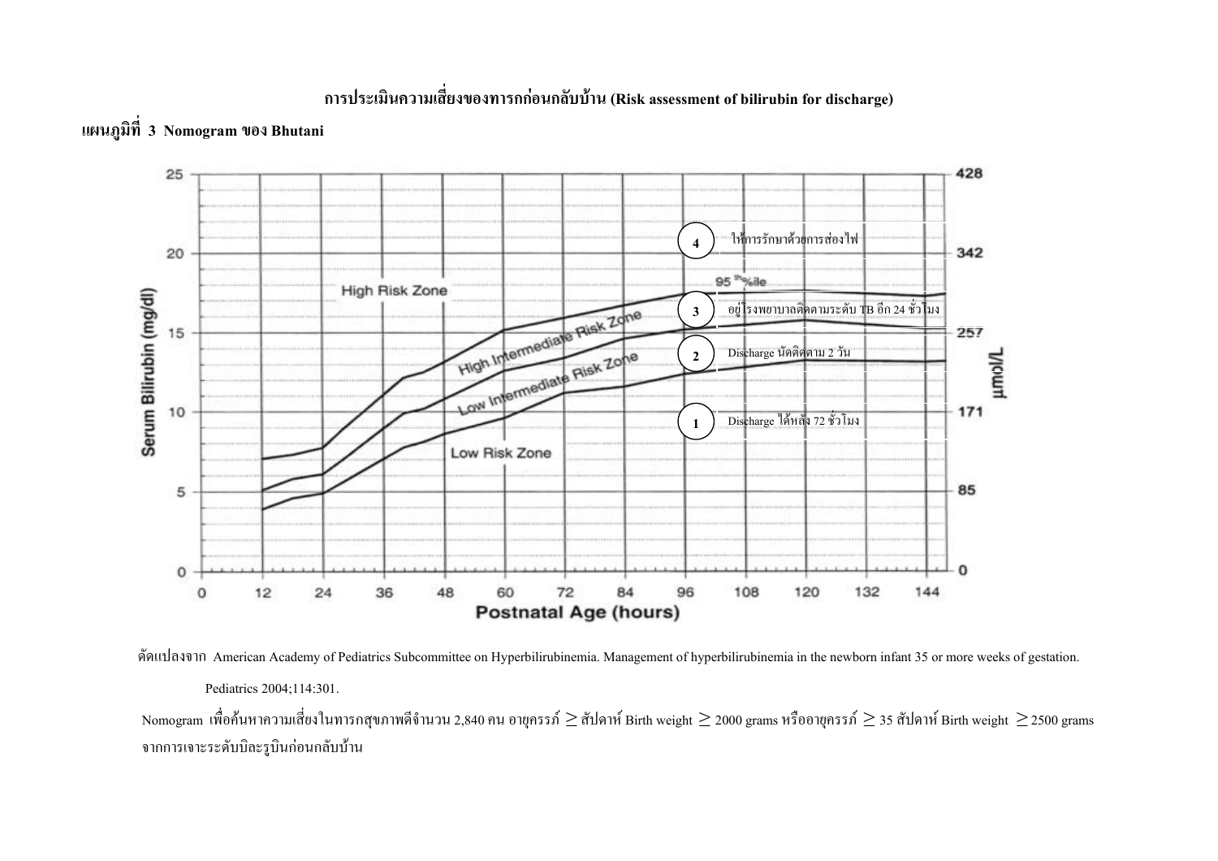## การประเมินความเสี่ยงของทารกก่อนกลับบ้าน (Risk assessment of bilirubin for discharge)

**แผนภูมิที่ 3 Nomogram ของ Bhutani**

Serum Bilirubin (mg/dl)

25
20
15
10
5
0

μmol/L

428
342
257
171
85
0

Postnatal Age (hours)

0 12 24 36 48 60 72 84 96 108 120 132 144

High Risk Zone

95 th %ile

High Intermediate Risk Zone

Low Intermediate Risk Zone

Low Risk Zone

4 ให้การรักษาด้วยการส่องไฟ

3 อยู่โรงพยาบาลติดตามระดับ TB อีก 24 ชั่วโมง

2 Discharge นัดติดตาม 2 วัน

1 Discharge ได้หลัง 72 ชั่วโมง

ดัดแปลงจาก American Academy of Pediatrics Subcommittee on Hyperbilirubinemia. Management of hyperbilirubinemia in the newborn infant 35 or more weeks of gestation. Pediatrics 2004;114:301.

Nomogram เพื่อค้นหาความเสี่ยงในทารกสุขภาพดีจำนวน 2,840 คน อายุครรภ์ $\geq$ สัปดาห์ Birth weight $\geq$ 2000 grams หรืออายุครรภ์ $\geq$ 35 สัปดาห์ Birth weight $\geq$ 2500 grams จากการเจาะระดับบิลิรูบินก่อนกลับบ้าน